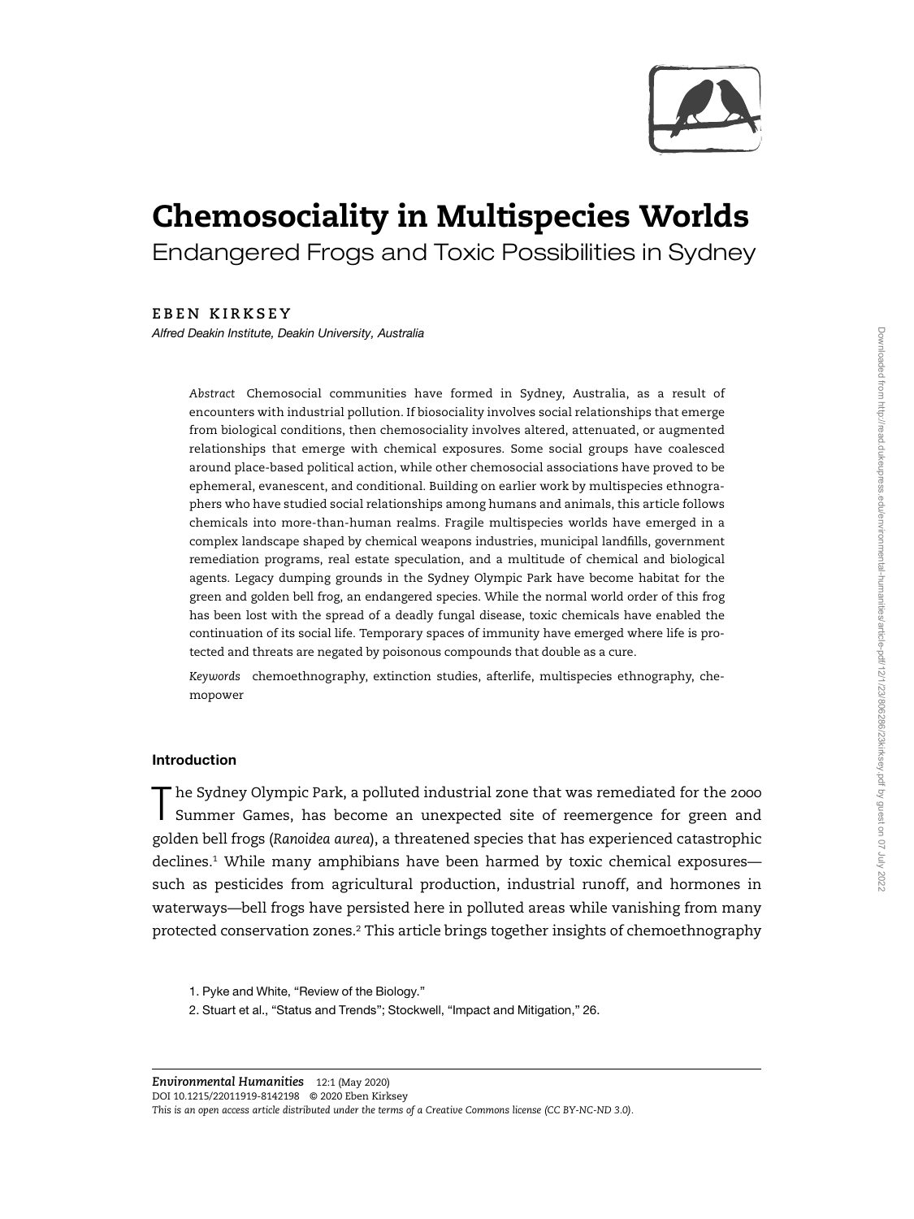# Chemosociality in Multispecies Worlds

## Endangered Frogs and Toxic Possibilities in Sydney

**EBEN KIRKSEY**

*Alfred Deakin Institute, Deakin University, Australia*

*Abstract* Chemosocial communities have formed in Sydney, Australia, as a result of encounters with industrial pollution. If biosociality involves social relationships that emerge from biological conditions, then chemosociality involves altered, attenuated, or augmented relationships that emerge with chemical exposures. Some social groups have coalesced around place-based political action, while other chemosocial associations have proved to be ephemeral, evanescent, and conditional. Building on earlier work by multispecies ethnographers who have studied social relationships among humans and animals, this article follows chemicals into more-than-human realms. Fragile multispecies worlds have emerged in a complex landscape shaped by chemical weapons industries, municipal landfills, government remediation programs, real estate speculation, and a multitude of chemical and biological agents. Legacy dumping grounds in the Sydney Olympic Park have become habitat for the green and golden bell frog, an endangered species. While the normal world order of this frog has been lost with the spread of a deadly fungal disease, toxic chemicals have enabled the continuation of its social life. Temporary spaces of immunity have emerged where life is protected and threats are negated by poisonous compounds that double as a cure.

*Keywords* chemoethnography, extinction studies, afterlife, multispecies ethnography, chemopower

### Introduction

The Sydney Olympic Park, a polluted industrial zone that was remediated for the 2000 Summer Games, has become an unexpected site of reemergence for green and golden bell frogs (*Ranoidea aurea*), a threatened species that has experienced catastrophic declines.[1] While many amphibians have been harmed by toxic chemical exposures—such as pesticides from agricultural production, industrial runoff, and hormones in waterways—bell frogs have persisted here in polluted areas while vanishing from many protected conservation zones.[2] This article brings together insights of chemoethnography

1. Pyke and White, "Review of the Biology."

2. Stuart et al., "Status and Trends"; Stockwell, "Impact and Mitigation," 26.

DOI 10.1215/22011919-8142198 © 2020 Eben Kirksey

*This is an open access article distributed under the terms of a Creative Commons license (CC BY-NC-ND 3.0).*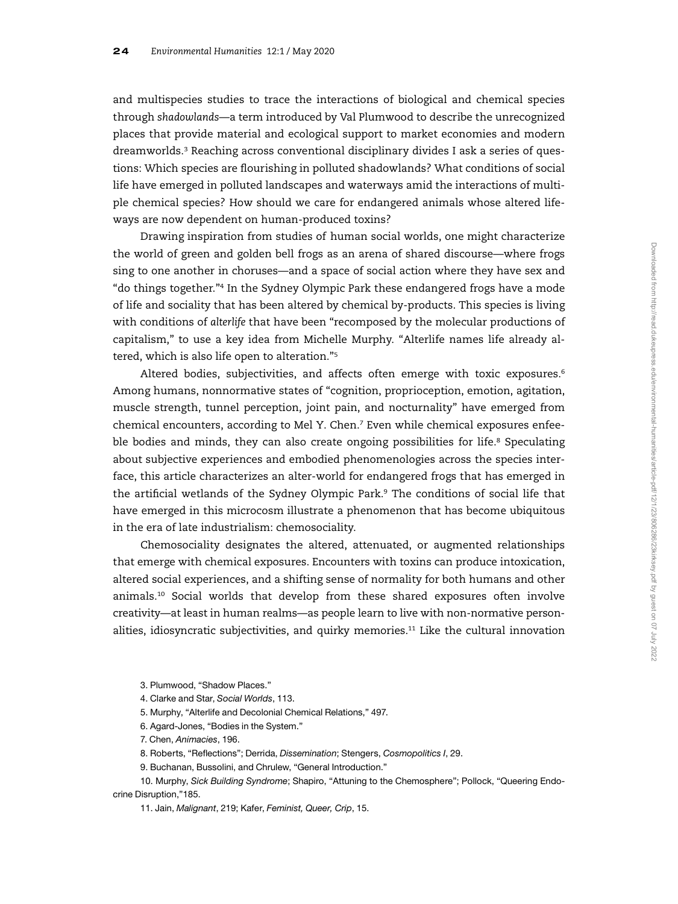and multispecies studies to trace the interactions of biological and chemical species through *shadowlands*—a term introduced by Val Plumwood to describe the unrecognized places that provide material and ecological support to market economies and modern dreamworlds.[3] Reaching across conventional disciplinary divides I ask a series of questions: Which species are flourishing in polluted shadowlands? What conditions of social life have emerged in polluted landscapes and waterways amid the interactions of multiple chemical species? How should we care for endangered animals whose altered lifeways are now dependent on human-produced toxins?

Drawing inspiration from studies of human social worlds, one might characterize the world of green and golden bell frogs as an arena of shared discourse—where frogs sing to one another in choruses—and a space of social action where they have sex and "do things together."[4] In the Sydney Olympic Park these endangered frogs have a mode of life and sociality that has been altered by chemical by-products. This species is living with conditions of *alterlife* that have been "recomposed by the molecular productions of capitalism," to use a key idea from Michelle Murphy. "Alterlife names life already altered, which is also life open to alteration."[5]

Altered bodies, subjectivities, and affects often emerge with toxic exposures.[6] Among humans, nonnormative states of "cognition, proprioception, emotion, agitation, muscle strength, tunnel perception, joint pain, and nocturnality" have emerged from chemical encounters, according to Mel Y. Chen.[7] Even while chemical exposures enfeeble bodies and minds, they can also create ongoing possibilities for life.[8] Speculating about subjective experiences and embodied phenomenologies across the species interface, this article characterizes an alter-world for endangered frogs that has emerged in the artificial wetlands of the Sydney Olympic Park.[9] The conditions of social life that have emerged in this microcosm illustrate a phenomenon that has become ubiquitous in the era of late industrialism: chemosociality.

Chemosociality designates the altered, attenuated, or augmented relationships that emerge with chemical exposures. Encounters with toxins can produce intoxication, altered social experiences, and a shifting sense of normality for both humans and other animals.[10] Social worlds that develop from these shared exposures often involve creativity—at least in human realms—as people learn to live with non-normative personalities, idiosyncratic subjectivities, and quirky memories.[11] Like the cultural innovation

3. Plumwood, "Shadow Places."

4. Clarke and Star, *Social Worlds*, 113.

5. Murphy, "Alterlife and Decolonial Chemical Relations," 497.

6. Agard-Jones, "Bodies in the System."

7. Chen, *Animacies*, 196.

8. Roberts, "Reflections"; Derrida, *Dissemination*; Stengers, *Cosmopolitics I*, 29.

9. Buchanan, Bussolini, and Chrulew, "General Introduction."

10. Murphy, *Sick Building Syndrome*; Shapiro, "Attuning to the Chemosphere"; Pollock, "Queering Endocrine Disruption,"185.

11. Jain, *Malignant*, 219; Kafer, *Feminist, Queer, Crip*, 15.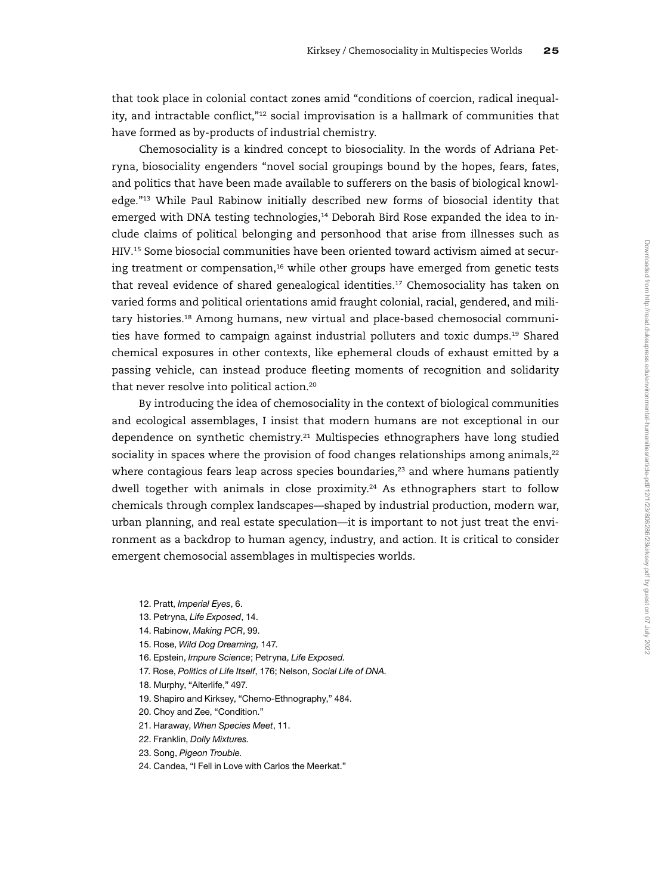that took place in colonial contact zones amid "conditions of coercion, radical inequality, and intractable conflict,"[12] social improvisation is a hallmark of communities that have formed as by-products of industrial chemistry.

Chemosociality is a kindred concept to biosociality. In the words of Adriana Petryna, biosociality engenders "novel social groupings bound by the hopes, fears, fates, and politics that have been made available to sufferers on the basis of biological knowledge."[13] While Paul Rabinow initially described new forms of biosocial identity that emerged with DNA testing technologies,[14] Deborah Bird Rose expanded the idea to include claims of political belonging and personhood that arise from illnesses such as HIV.[15] Some biosocial communities have been oriented toward activism aimed at securing treatment or compensation,[16] while other groups have emerged from genetic tests that reveal evidence of shared genealogical identities.[17] Chemosociality has taken on varied forms and political orientations amid fraught colonial, racial, gendered, and military histories.[18] Among humans, new virtual and place-based chemosocial communities have formed to campaign against industrial polluters and toxic dumps.[19] Shared chemical exposures in other contexts, like ephemeral clouds of exhaust emitted by a passing vehicle, can instead produce fleeting moments of recognition and solidarity that never resolve into political action.[20]

By introducing the idea of chemosociality in the context of biological communities and ecological assemblages, I insist that modern humans are not exceptional in our dependence on synthetic chemistry.[21] Multispecies ethnographers have long studied sociality in spaces where the provision of food changes relationships among animals,[22] where contagious fears leap across species boundaries,[23] and where humans patiently dwell together with animals in close proximity.[24] As ethnographers start to follow chemicals through complex landscapes—shaped by industrial production, modern war, urban planning, and real estate speculation—it is important to not just treat the environment as a backdrop to human agency, industry, and action. It is critical to consider emergent chemosocial assemblages in multispecies worlds.

12. Pratt, *Imperial Eyes*, 6.
13. Petryna, *Life Exposed*, 14.
14. Rabinow, *Making PCR*, 99.
15. Rose, *Wild Dog Dreaming,* 147.
16. Epstein, *Impure Science*; Petryna, *Life Exposed.*
17. Rose, *Politics of Life Itself*, 176; Nelson, *Social Life of DNA.*
18. Murphy, "Alterlife," 497.
19. Shapiro and Kirksey, "Chemo-Ethnography," 484.
20. Choy and Zee, "Condition."
21. Haraway, *When Species Meet*, 11.
22. Franklin, *Dolly Mixtures.*
23. Song, *Pigeon Trouble.*
24. Candea, "I Fell in Love with Carlos the Meerkat."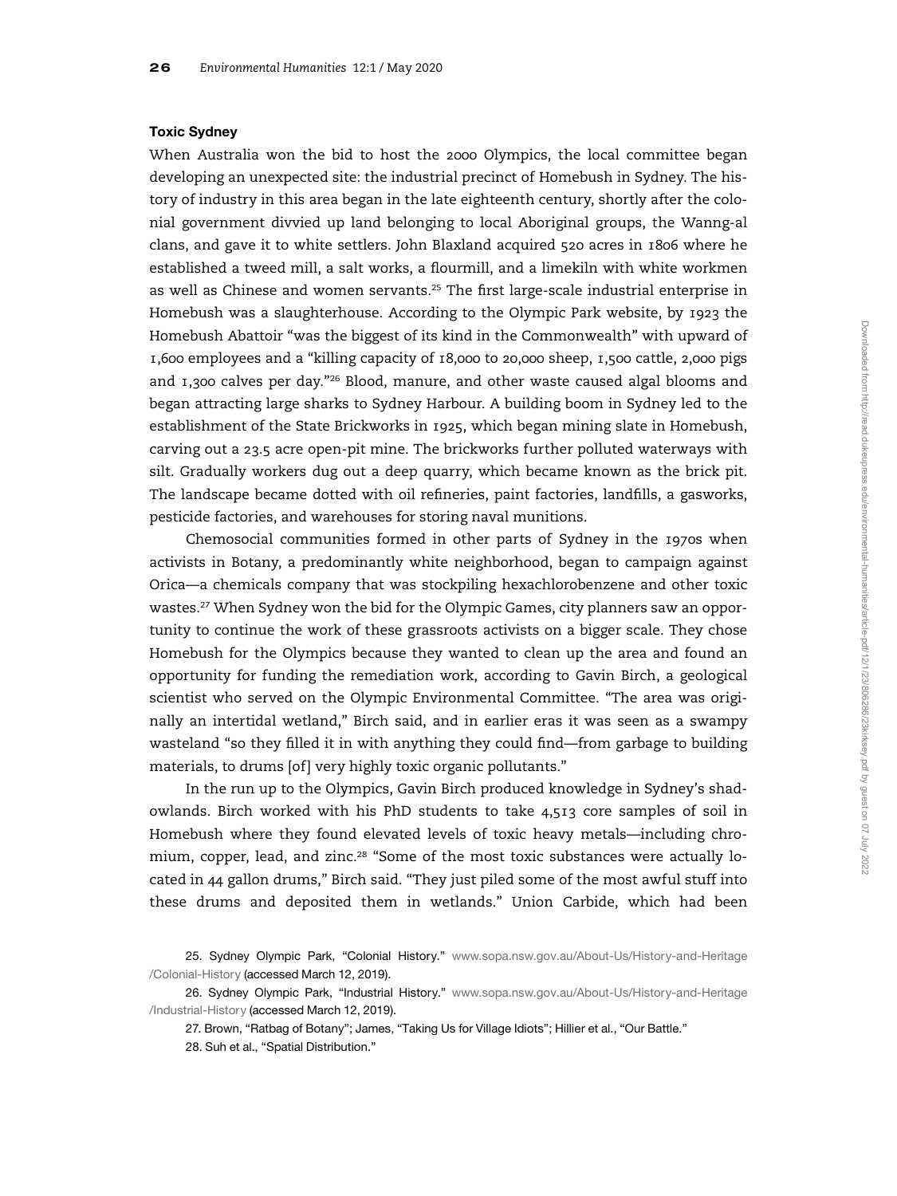### Toxic Sydney

When Australia won the bid to host the 2000 Olympics, the local committee began developing an unexpected site: the industrial precinct of Homebush in Sydney. The history of industry in this area began in the late eighteenth century, shortly after the colonial government divvied up land belonging to local Aboriginal groups, the Wanng-al clans, and gave it to white settlers. John Blaxland acquired 520 acres in 1806 where he established a tweed mill, a salt works, a flourmill, and a limekiln with white workmen as well as Chinese and women servants.[25] The first large-scale industrial enterprise in Homebush was a slaughterhouse. According to the Olympic Park website, by 1923 the Homebush Abattoir "was the biggest of its kind in the Commonwealth" with upward of 1,600 employees and a "killing capacity of 18,000 to 20,000 sheep, 1,500 cattle, 2,000 pigs and 1,300 calves per day."[26] Blood, manure, and other waste caused algal blooms and began attracting large sharks to Sydney Harbour. A building boom in Sydney led to the establishment of the State Brickworks in 1925, which began mining slate in Homebush, carving out a 23.5 acre open-pit mine. The brickworks further polluted waterways with silt. Gradually workers dug out a deep quarry, which became known as the brick pit. The landscape became dotted with oil refineries, paint factories, landfills, a gasworks, pesticide factories, and warehouses for storing naval munitions.

Chemosocial communities formed in other parts of Sydney in the 1970s when activists in Botany, a predominantly white neighborhood, began to campaign against Orica—a chemicals company that was stockpiling hexachlorobenzene and other toxic wastes.[27] When Sydney won the bid for the Olympic Games, city planners saw an opportunity to continue the work of these grassroots activists on a bigger scale. They chose Homebush for the Olympics because they wanted to clean up the area and found an opportunity for funding the remediation work, according to Gavin Birch, a geological scientist who served on the Olympic Environmental Committee. "The area was originally an intertidal wetland," Birch said, and in earlier eras it was seen as a swampy wasteland "so they filled it in with anything they could find—from garbage to building materials, to drums [of] very highly toxic organic pollutants."

In the run up to the Olympics, Gavin Birch produced knowledge in Sydney's shadowlands. Birch worked with his PhD students to take 4,513 core samples of soil in Homebush where they found elevated levels of toxic heavy metals—including chromium, copper, lead, and zinc.[28] "Some of the most toxic substances were actually located in 44 gallon drums," Birch said. "They just piled some of the most awful stuff into these drums and deposited them in wetlands." Union Carbide, which had been

25. Sydney Olympic Park, "Colonial History." www.sopa.nsw.gov.au/About-Us/History-and-Heritage/Colonial-History (accessed March 12, 2019).

26. Sydney Olympic Park, "Industrial History." www.sopa.nsw.gov.au/About-Us/History-and-Heritage/Industrial-History (accessed March 12, 2019).

27. Brown, "Ratbag of Botany"; James, "Taking Us for Village Idiots"; Hillier et al., "Our Battle."

28. Suh et al., "Spatial Distribution."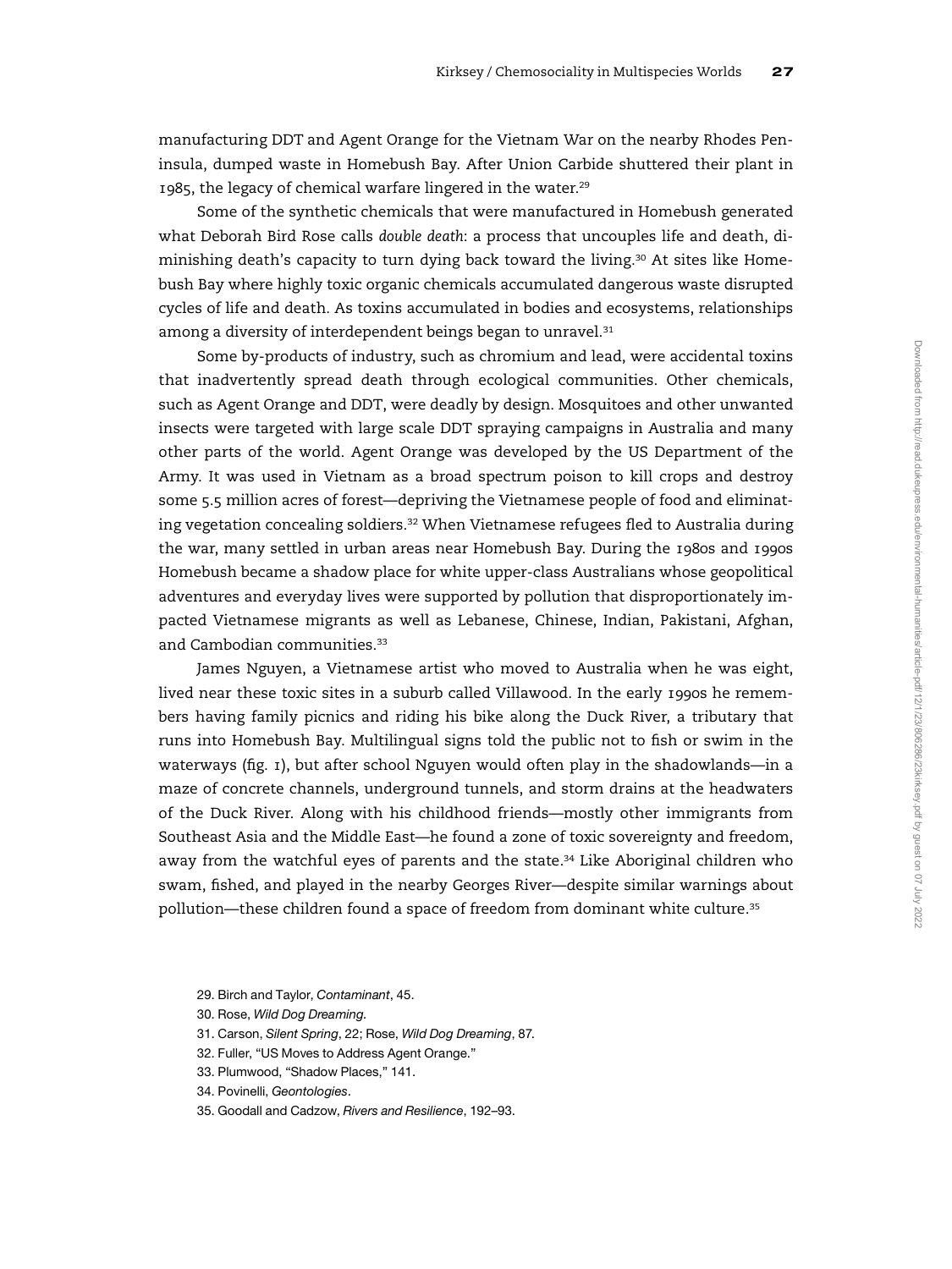manufacturing DDT and Agent Orange for the Vietnam War on the nearby Rhodes Peninsula, dumped waste in Homebush Bay. After Union Carbide shuttered their plant in 1985, the legacy of chemical warfare lingered in the water.[29]

Some of the synthetic chemicals that were manufactured in Homebush generated what Deborah Bird Rose calls *double death*: a process that uncouples life and death, diminishing death's capacity to turn dying back toward the living.[30] At sites like Homebush Bay where highly toxic organic chemicals accumulated dangerous waste disrupted cycles of life and death. As toxins accumulated in bodies and ecosystems, relationships among a diversity of interdependent beings began to unravel.[31]

Some by-products of industry, such as chromium and lead, were accidental toxins that inadvertently spread death through ecological communities. Other chemicals, such as Agent Orange and DDT, were deadly by design. Mosquitoes and other unwanted insects were targeted with large scale DDT spraying campaigns in Australia and many other parts of the world. Agent Orange was developed by the US Department of the Army. It was used in Vietnam as a broad spectrum poison to kill crops and destroy some 5.5 million acres of forest—depriving the Vietnamese people of food and eliminating vegetation concealing soldiers.[32] When Vietnamese refugees fled to Australia during the war, many settled in urban areas near Homebush Bay. During the 1980s and 1990s Homebush became a shadow place for white upper-class Australians whose geopolitical adventures and everyday lives were supported by pollution that disproportionately impacted Vietnamese migrants as well as Lebanese, Chinese, Indian, Pakistani, Afghan, and Cambodian communities.[33]

James Nguyen, a Vietnamese artist who moved to Australia when he was eight, lived near these toxic sites in a suburb called Villawood. In the early 1990s he remembers having family picnics and riding his bike along the Duck River, a tributary that runs into Homebush Bay. Multilingual signs told the public not to fish or swim in the waterways (fig. 1), but after school Nguyen would often play in the shadowlands—in a maze of concrete channels, underground tunnels, and storm drains at the headwaters of the Duck River. Along with his childhood friends—mostly other immigrants from Southeast Asia and the Middle East—he found a zone of toxic sovereignty and freedom, away from the watchful eyes of parents and the state.[34] Like Aboriginal children who swam, fished, and played in the nearby Georges River—despite similar warnings about pollution—these children found a space of freedom from dominant white culture.[35]

29. Birch and Taylor, *Contaminant*, 45.
30. Rose, *Wild Dog Dreaming*.
31. Carson, *Silent Spring*, 22; Rose, *Wild Dog Dreaming*, 87.
32. Fuller, "US Moves to Address Agent Orange."
33. Plumwood, "Shadow Places," 141.
34. Povinelli, *Geontologies*.
35. Goodall and Cadzow, *Rivers and Resilience*, 192–93.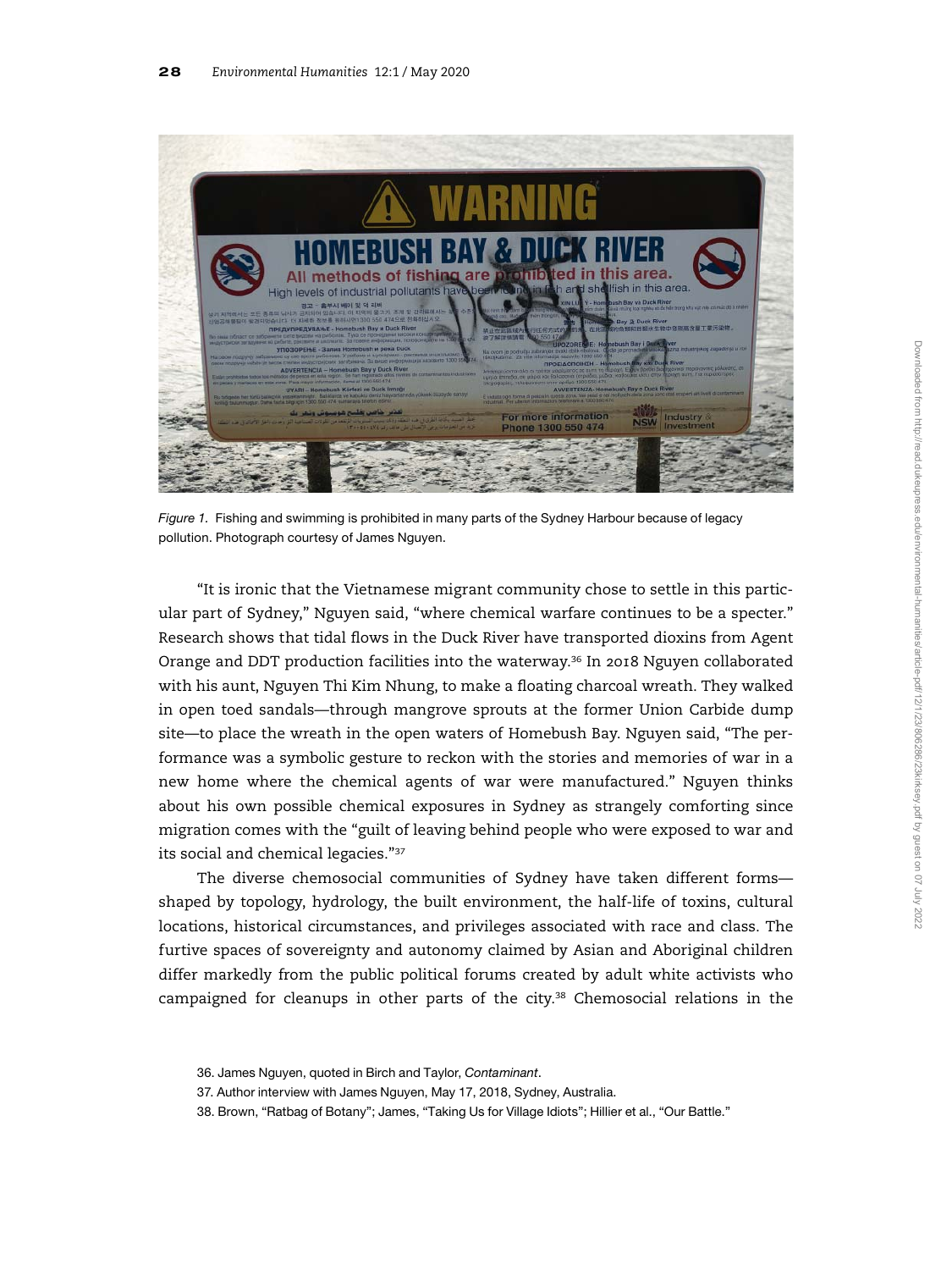Figure 1. Fishing and swimming is prohibited in many parts of the Sydney Harbour because of legacy pollution. Photograph courtesy of James Nguyen.

"It is ironic that the Vietnamese migrant community chose to settle in this particular part of Sydney," Nguyen said, "where chemical warfare continues to be a specter." Research shows that tidal flows in the Duck River have transported dioxins from Agent Orange and DDT production facilities into the waterway.[36] In 2018 Nguyen collaborated with his aunt, Nguyen Thi Kim Nhung, to make a floating charcoal wreath. They walked in open toed sandals—through mangrove sprouts at the former Union Carbide dump site—to place the wreath in the open waters of Homebush Bay. Nguyen said, "The performance was a symbolic gesture to reckon with the stories and memories of war in a new home where the chemical agents of war were manufactured." Nguyen thinks about his own possible chemical exposures in Sydney as strangely comforting since migration comes with the "guilt of leaving behind people who were exposed to war and its social and chemical legacies."[37]

The diverse chemosocial communities of Sydney have taken different forms—shaped by topology, hydrology, the built environment, the half-life of toxins, cultural locations, historical circumstances, and privileges associated with race and class. The furtive spaces of sovereignty and autonomy claimed by Asian and Aboriginal children differ markedly from the public political forums created by adult white activists who campaigned for cleanups in other parts of the city.[38] Chemosocial relations in the

36. James Nguyen, quoted in Birch and Taylor, *Contaminant*.

37. Author interview with James Nguyen, May 17, 2018, Sydney, Australia.

38. Brown, "Ratbag of Botany"; James, "Taking Us for Village Idiots"; Hillier et al., "Our Battle."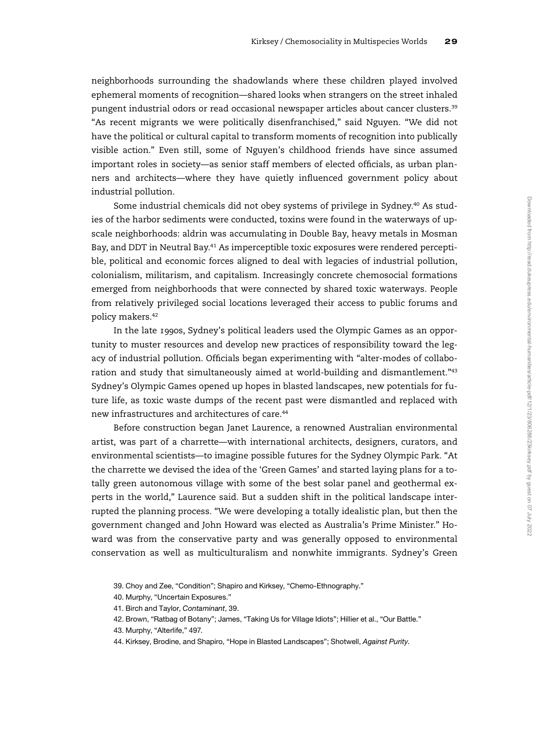neighborhoods surrounding the shadowlands where these children played involved ephemeral moments of recognition—shared looks when strangers on the street inhaled pungent industrial odors or read occasional newspaper articles about cancer clusters.[39] "As recent migrants we were politically disenfranchised," said Nguyen. "We did not have the political or cultural capital to transform moments of recognition into publically visible action." Even still, some of Nguyen's childhood friends have since assumed important roles in society—as senior staff members of elected officials, as urban planners and architects—where they have quietly influenced government policy about industrial pollution.

Some industrial chemicals did not obey systems of privilege in Sydney.[40] As studies of the harbor sediments were conducted, toxins were found in the waterways of upscale neighborhoods: aldrin was accumulating in Double Bay, heavy metals in Mosman Bay, and DDT in Neutral Bay.[41] As imperceptible toxic exposures were rendered perceptible, political and economic forces aligned to deal with legacies of industrial pollution, colonialism, militarism, and capitalism. Increasingly concrete chemosocial formations emerged from neighborhoods that were connected by shared toxic waterways. People from relatively privileged social locations leveraged their access to public forums and policy makers.[42]

In the late 1990s, Sydney's political leaders used the Olympic Games as an opportunity to muster resources and develop new practices of responsibility toward the legacy of industrial pollution. Officials began experimenting with "alter-modes of collaboration and study that simultaneously aimed at world-building and dismantlement."[43] Sydney's Olympic Games opened up hopes in blasted landscapes, new potentials for future life, as toxic waste dumps of the recent past were dismantled and replaced with new infrastructures and architectures of care.[44]

Before construction began Janet Laurence, a renowned Australian environmental artist, was part of a charrette—with international architects, designers, curators, and environmental scientists—to imagine possible futures for the Sydney Olympic Park. "At the charrette we devised the idea of the 'Green Games' and started laying plans for a totally green autonomous village with some of the best solar panel and geothermal experts in the world," Laurence said. But a sudden shift in the political landscape interrupted the planning process. "We were developing a totally idealistic plan, but then the government changed and John Howard was elected as Australia's Prime Minister." Howard was from the conservative party and was generally opposed to environmental conservation as well as multiculturalism and nonwhite immigrants. Sydney's Green

39. Choy and Zee, "Condition"; Shapiro and Kirksey, "Chemo-Ethnography."

40. Murphy, "Uncertain Exposures."

41. Birch and Taylor, *Contaminant*, 39.

42. Brown, "Ratbag of Botany"; James, "Taking Us for Village Idiots"; Hillier et al., "Our Battle."

43. Murphy, "Alterlife," 497.

44. Kirksey, Brodine, and Shapiro, "Hope in Blasted Landscapes"; Shotwell, *Against Purity*.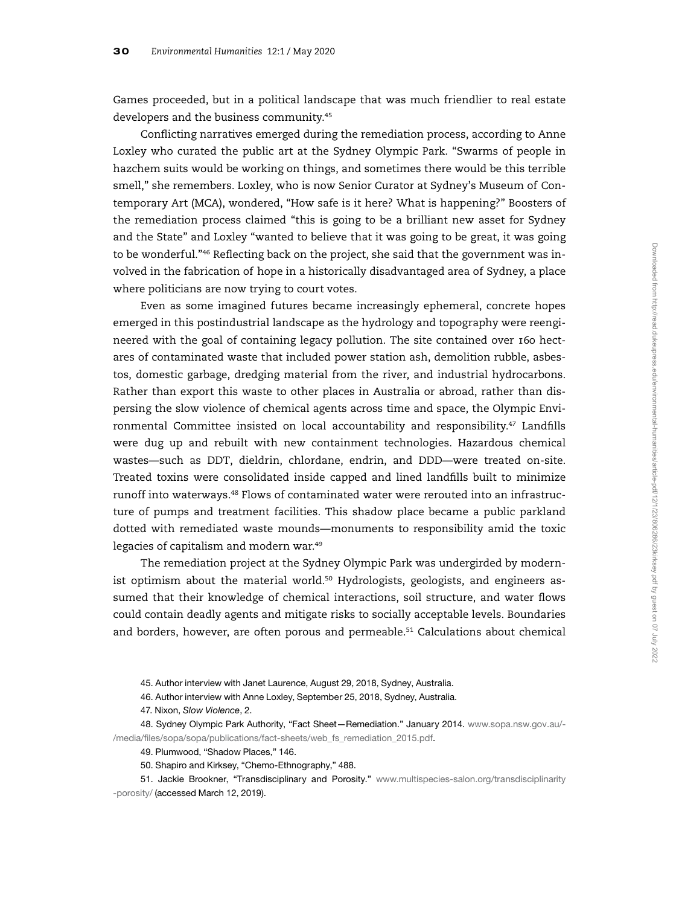Games proceeded, but in a political landscape that was much friendlier to real estate developers and the business community.[45]

Conflicting narratives emerged during the remediation process, according to Anne Loxley who curated the public art at the Sydney Olympic Park. "Swarms of people in hazchem suits would be working on things, and sometimes there would be this terrible smell," she remembers. Loxley, who is now Senior Curator at Sydney's Museum of Contemporary Art (MCA), wondered, "How safe is it here? What is happening?" Boosters of the remediation process claimed "this is going to be a brilliant new asset for Sydney and the State" and Loxley "wanted to believe that it was going to be great, it was going to be wonderful."[46] Reflecting back on the project, she said that the government was involved in the fabrication of hope in a historically disadvantaged area of Sydney, a place where politicians are now trying to court votes.

Even as some imagined futures became increasingly ephemeral, concrete hopes emerged in this postindustrial landscape as the hydrology and topography were reengineered with the goal of containing legacy pollution. The site contained over 160 hectares of contaminated waste that included power station ash, demolition rubble, asbestos, domestic garbage, dredging material from the river, and industrial hydrocarbons. Rather than export this waste to other places in Australia or abroad, rather than dispersing the slow violence of chemical agents across time and space, the Olympic Environmental Committee insisted on local accountability and responsibility.[47] Landfills were dug up and rebuilt with new containment technologies. Hazardous chemical wastes—such as DDT, dieldrin, chlordane, endrin, and DDD—were treated on-site. Treated toxins were consolidated inside capped and lined landfills built to minimize runoff into waterways.[48] Flows of contaminated water were rerouted into an infrastructure of pumps and treatment facilities. This shadow place became a public parkland dotted with remediated waste mounds—monuments to responsibility amid the toxic legacies of capitalism and modern war.[49]

The remediation project at the Sydney Olympic Park was undergirded by modernist optimism about the material world.[50] Hydrologists, geologists, and engineers assumed that their knowledge of chemical interactions, soil structure, and water flows could contain deadly agents and mitigate risks to socially acceptable levels. Boundaries and borders, however, are often porous and permeable.[51] Calculations about chemical

45. Author interview with Janet Laurence, August 29, 2018, Sydney, Australia.

46. Author interview with Anne Loxley, September 25, 2018, Sydney, Australia.

47. Nixon, *Slow Violence*, 2.

48. Sydney Olympic Park Authority, "Fact Sheet—Remediation." January 2014. www.sopa.nsw.gov.au/-/media/files/sopa/sopa/publications/fact-sheets/web_fs_remediation_2015.pdf.

49. Plumwood, "Shadow Places," 146.

50. Shapiro and Kirksey, "Chemo-Ethnography," 488.

51. Jackie Brookner, "Transdisciplinary and Porosity." www.multispecies-salon.org/transdisciplinarity-porosity/ (accessed March 12, 2019).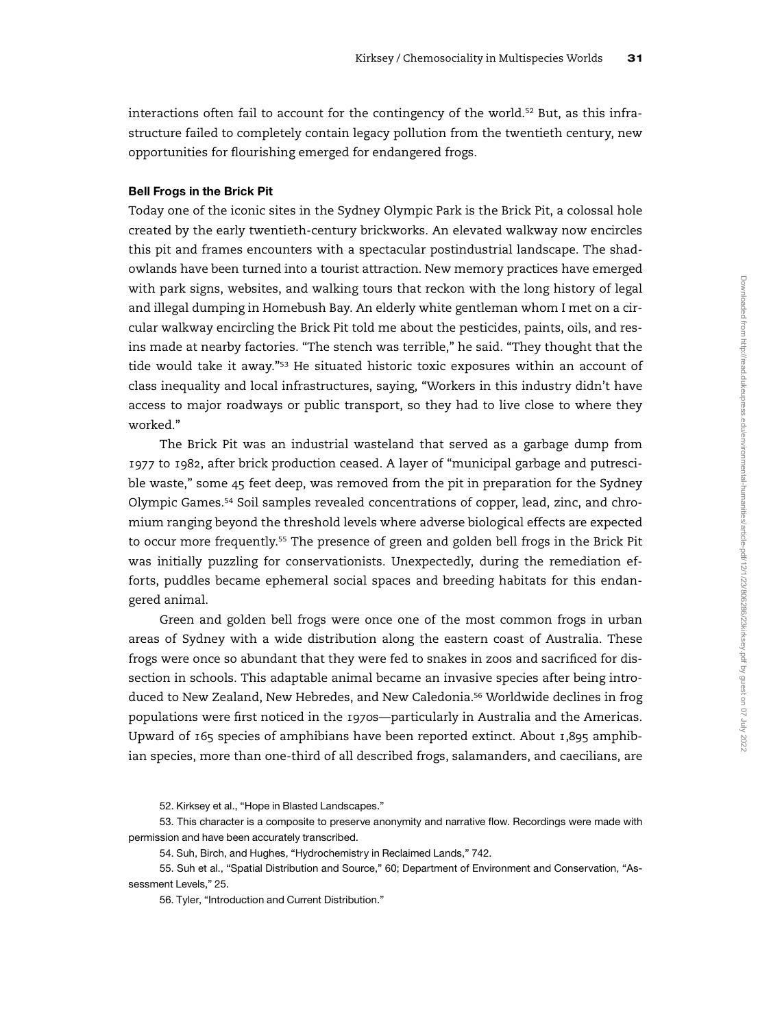interactions often fail to account for the contingency of the world.[52] But, as this infrastructure failed to completely contain legacy pollution from the twentieth century, new opportunities for flourishing emerged for endangered frogs.

### Bell Frogs in the Brick Pit

Today one of the iconic sites in the Sydney Olympic Park is the Brick Pit, a colossal hole created by the early twentieth-century brickworks. An elevated walkway now encircles this pit and frames encounters with a spectacular postindustrial landscape. The shadowlands have been turned into a tourist attraction. New memory practices have emerged with park signs, websites, and walking tours that reckon with the long history of legal and illegal dumping in Homebush Bay. An elderly white gentleman whom I met on a circular walkway encircling the Brick Pit told me about the pesticides, paints, oils, and resins made at nearby factories. "The stench was terrible," he said. "They thought that the tide would take it away."[53] He situated historic toxic exposures within an account of class inequality and local infrastructures, saying, "Workers in this industry didn't have access to major roadways or public transport, so they had to live close to where they worked."

The Brick Pit was an industrial wasteland that served as a garbage dump from 1977 to 1982, after brick production ceased. A layer of "municipal garbage and putrescible waste," some 45 feet deep, was removed from the pit in preparation for the Sydney Olympic Games.[54] Soil samples revealed concentrations of copper, lead, zinc, and chromium ranging beyond the threshold levels where adverse biological effects are expected to occur more frequently.[55] The presence of green and golden bell frogs in the Brick Pit was initially puzzling for conservationists. Unexpectedly, during the remediation efforts, puddles became ephemeral social spaces and breeding habitats for this endangered animal.

Green and golden bell frogs were once one of the most common frogs in urban areas of Sydney with a wide distribution along the eastern coast of Australia. These frogs were once so abundant that they were fed to snakes in zoos and sacrificed for dissection in schools. This adaptable animal became an invasive species after being introduced to New Zealand, New Hebredes, and New Caledonia.[56] Worldwide declines in frog populations were first noticed in the 1970s—particularly in Australia and the Americas. Upward of 165 species of amphibians have been reported extinct. About 1,895 amphibian species, more than one-third of all described frogs, salamanders, and caecilians, are

52. Kirksey et al., "Hope in Blasted Landscapes."

53. This character is a composite to preserve anonymity and narrative flow. Recordings were made with permission and have been accurately transcribed.

54. Suh, Birch, and Hughes, "Hydrochemistry in Reclaimed Lands," 742.

55. Suh et al., "Spatial Distribution and Source," 60; Department of Environment and Conservation, "Assessment Levels," 25.

56. Tyler, "Introduction and Current Distribution."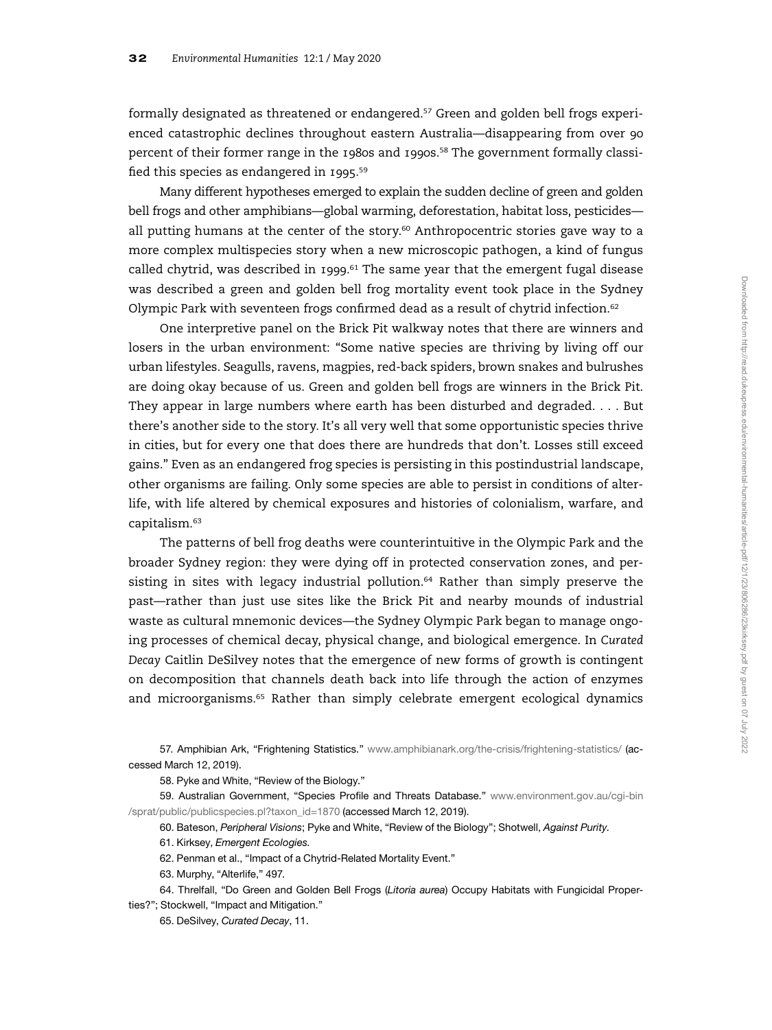formally designated as threatened or endangered.[57] Green and golden bell frogs experienced catastrophic declines throughout eastern Australia—disappearing from over 90 percent of their former range in the 1980s and 1990s.[58] The government formally classified this species as endangered in 1995.[59]

Many different hypotheses emerged to explain the sudden decline of green and golden bell frogs and other amphibians—global warming, deforestation, habitat loss, pesticides—all putting humans at the center of the story.[60] Anthropocentric stories gave way to a more complex multispecies story when a new microscopic pathogen, a kind of fungus called chytrid, was described in 1999.[61] The same year that the emergent fugal disease was described a green and golden bell frog mortality event took place in the Sydney Olympic Park with seventeen frogs confirmed dead as a result of chytrid infection.[62]

One interpretive panel on the Brick Pit walkway notes that there are winners and losers in the urban environment: "Some native species are thriving by living off our urban lifestyles. Seagulls, ravens, magpies, red-back spiders, brown snakes and bulrushes are doing okay because of us. Green and golden bell frogs are winners in the Brick Pit. They appear in large numbers where earth has been disturbed and degraded. . . . But there's another side to the story. It's all very well that some opportunistic species thrive in cities, but for every one that does there are hundreds that don't. Losses still exceed gains." Even as an endangered frog species is persisting in this postindustrial landscape, other organisms are failing. Only some species are able to persist in conditions of alterlife, with life altered by chemical exposures and histories of colonialism, warfare, and capitalism.[63]

The patterns of bell frog deaths were counterintuitive in the Olympic Park and the broader Sydney region: they were dying off in protected conservation zones, and persisting in sites with legacy industrial pollution.[64] Rather than simply preserve the past—rather than just use sites like the Brick Pit and nearby mounds of industrial waste as cultural mnemonic devices—the Sydney Olympic Park began to manage ongoing processes of chemical decay, physical change, and biological emergence. In *Curated Decay* Caitlin DeSilvey notes that the emergence of new forms of growth is contingent on decomposition that channels death back into life through the action of enzymes and microorganisms.[65] Rather than simply celebrate emergent ecological dynamics

57. Amphibian Ark, "Frightening Statistics." www.amphibianark.org/the-crisis/frightening-statistics/ (accessed March 12, 2019).

58. Pyke and White, "Review of the Biology."

59. Australian Government, "Species Profile and Threats Database." www.environment.gov.au/cgi-bin/sprat/public/publicspecies.pl?taxon_id=1870 (accessed March 12, 2019).

60. Bateson, *Peripheral Visions*; Pyke and White, "Review of the Biology"; Shotwell, *Against Purity*.

61. Kirksey, *Emergent Ecologies*.

62. Penman et al., "Impact of a Chytrid-Related Mortality Event."

63. Murphy, "Alterlife," 497.

64. Threlfall, "Do Green and Golden Bell Frogs (*Litoria aurea*) Occupy Habitats with Fungicidal Properties?"; Stockwell, "Impact and Mitigation."

65. DeSilvey, *Curated Decay*, 11.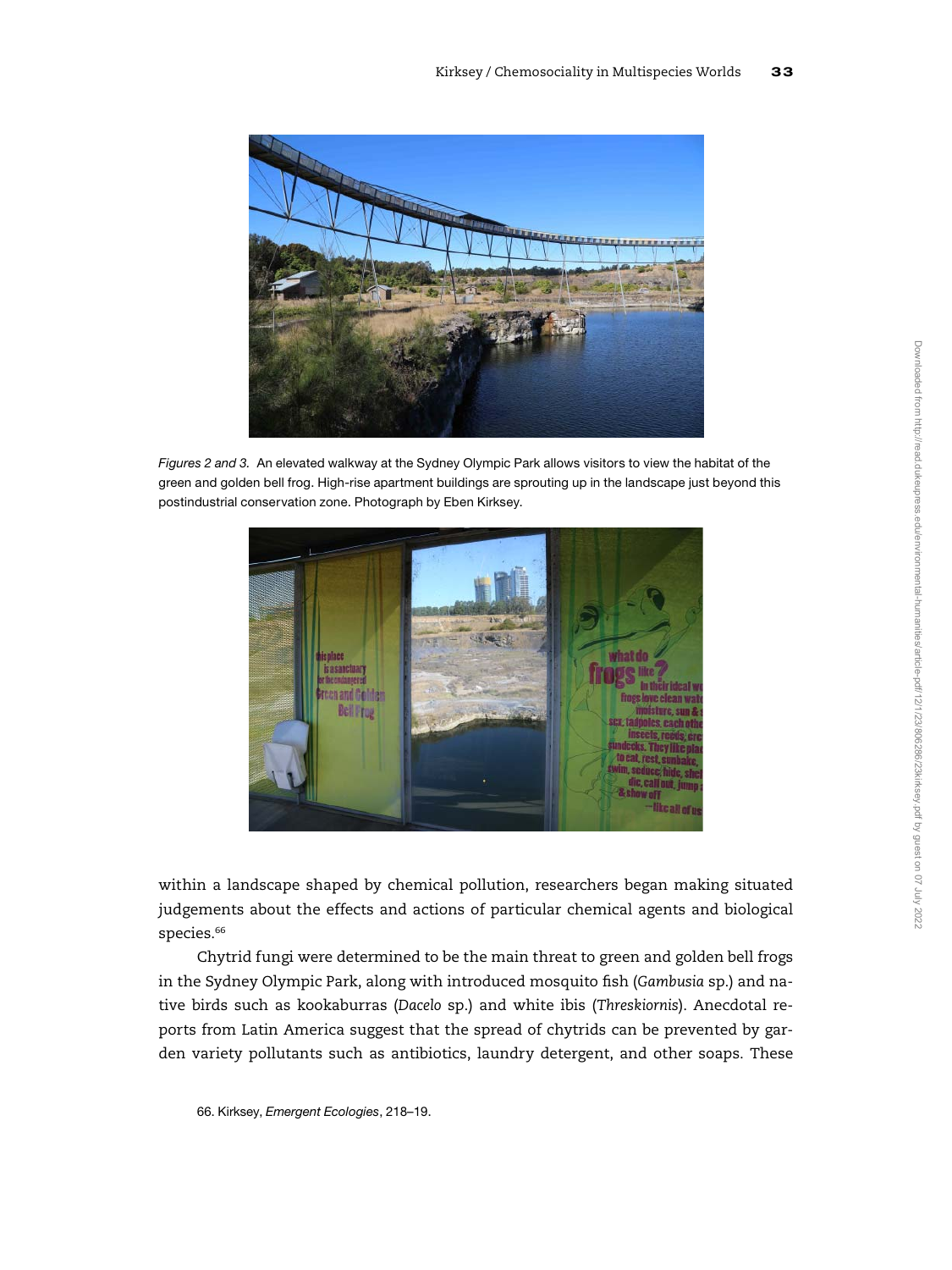*Figures 2 and 3.* An elevated walkway at the Sydney Olympic Park allows visitors to view the habitat of the green and golden bell frog. High-rise apartment buildings are sprouting up in the landscape just beyond this postindustrial conservation zone. Photograph by Eben Kirksey.

within a landscape shaped by chemical pollution, researchers began making situated judgements about the effects and actions of particular chemical agents and biological species.[66]

Chytrid fungi were determined to be the main threat to green and golden bell frogs in the Sydney Olympic Park, along with introduced mosquito fish (*Gambusia* sp.) and native birds such as kookaburras (*Dacelo* sp.) and white ibis (*Threskiornis*). Anecdotal reports from Latin America suggest that the spread of chytrids can be prevented by garden variety pollutants such as antibiotics, laundry detergent, and other soaps. These

66. Kirksey, *Emergent Ecologies*, 218–19.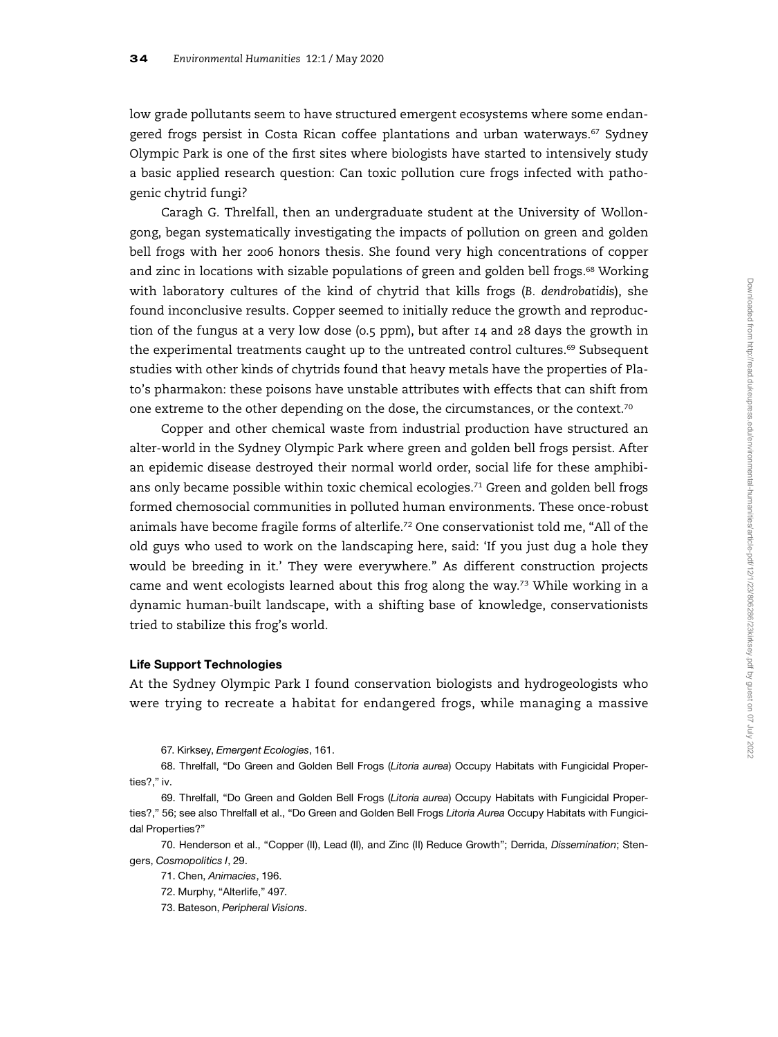low grade pollutants seem to have structured emergent ecosystems where some endangered frogs persist in Costa Rican coffee plantations and urban waterways.[67] Sydney Olympic Park is one of the first sites where biologists have started to intensively study a basic applied research question: Can toxic pollution cure frogs infected with pathogenic chytrid fungi?

Caragh G. Threlfall, then an undergraduate student at the University of Wollongong, began systematically investigating the impacts of pollution on green and golden bell frogs with her 2006 honors thesis. She found very high concentrations of copper and zinc in locations with sizable populations of green and golden bell frogs.[68] Working with laboratory cultures of the kind of chytrid that kills frogs (*B. dendrobatidis*), she found inconclusive results. Copper seemed to initially reduce the growth and reproduction of the fungus at a very low dose (0.5 ppm), but after 14 and 28 days the growth in the experimental treatments caught up to the untreated control cultures.[69] Subsequent studies with other kinds of chytrids found that heavy metals have the properties of Plato's pharmakon: these poisons have unstable attributes with effects that can shift from one extreme to the other depending on the dose, the circumstances, or the context.[70]

Copper and other chemical waste from industrial production have structured an alter-world in the Sydney Olympic Park where green and golden bell frogs persist. After an epidemic disease destroyed their normal world order, social life for these amphibians only became possible within toxic chemical ecologies.[71] Green and golden bell frogs formed chemosocial communities in polluted human environments. These once-robust animals have become fragile forms of alterlife.[72] One conservationist told me, "All of the old guys who used to work on the landscaping here, said: 'If you just dug a hole they would be breeding in it.' They were everywhere." As different construction projects came and went ecologists learned about this frog along the way.[73] While working in a dynamic human-built landscape, with a shifting base of knowledge, conservationists tried to stabilize this frog's world.

#### Life Support Technologies

At the Sydney Olympic Park I found conservation biologists and hydrogeologists who were trying to recreate a habitat for endangered frogs, while managing a massive

67. Kirksey, *Emergent Ecologies*, 161.

68. Threlfall, "Do Green and Golden Bell Frogs (*Litoria aurea*) Occupy Habitats with Fungicidal Properties?," iv.

69. Threlfall, "Do Green and Golden Bell Frogs (*Litoria aurea*) Occupy Habitats with Fungicidal Properties?," 56; see also Threlfall et al., "Do Green and Golden Bell Frogs *Litoria Aurea* Occupy Habitats with Fungicidal Properties?"

70. Henderson et al., "Copper (II), Lead (II), and Zinc (II) Reduce Growth"; Derrida, *Dissemination*; Stengers, *Cosmopolitics I*, 29.

71. Chen, *Animacies*, 196.

72. Murphy, "Alterlife," 497.

73. Bateson, *Peripheral Visions*.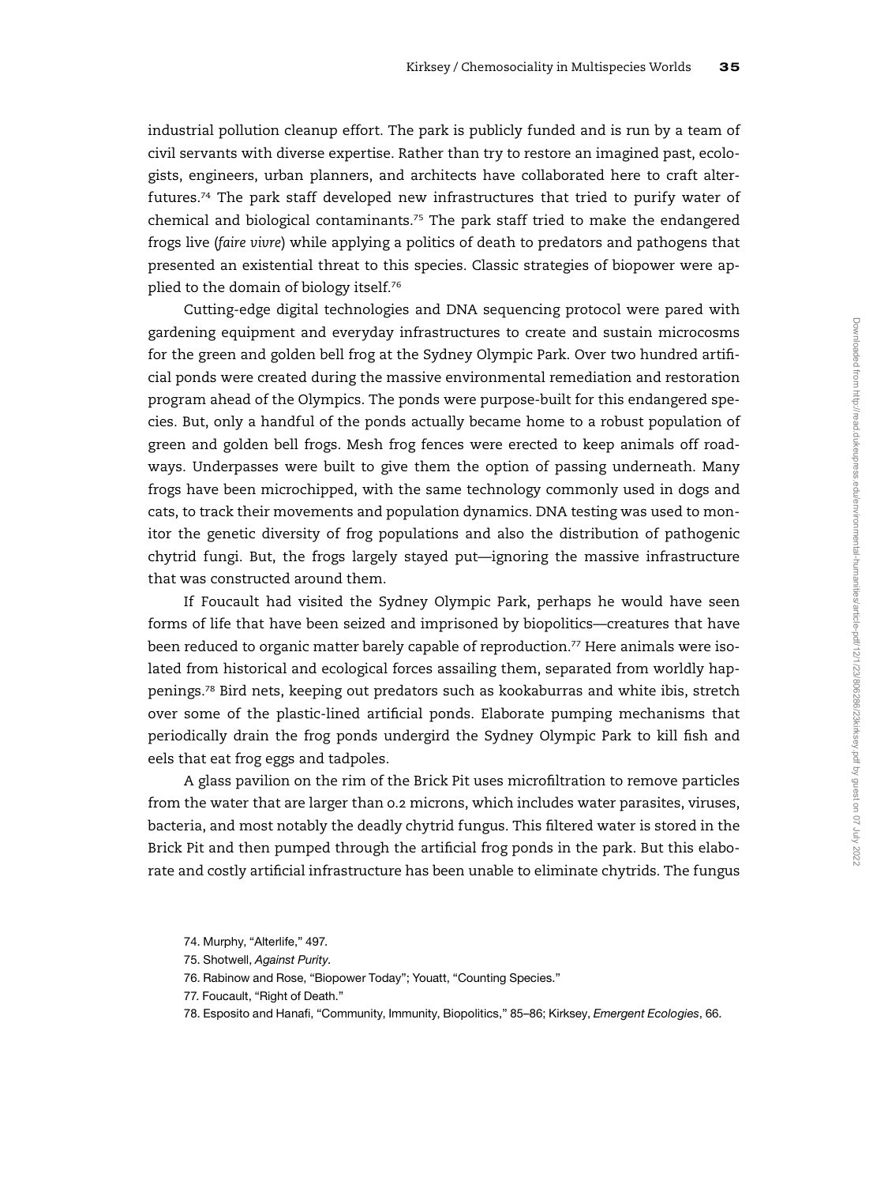industrial pollution cleanup effort. The park is publicly funded and is run by a team of civil servants with diverse expertise. Rather than try to restore an imagined past, ecologists, engineers, urban planners, and architects have collaborated here to craft alter-futures.[74] The park staff developed new infrastructures that tried to purify water of chemical and biological contaminants.[75] The park staff tried to make the endangered frogs live (*faire vivre*) while applying a politics of death to predators and pathogens that presented an existential threat to this species. Classic strategies of biopower were applied to the domain of biology itself.[76]

Cutting-edge digital technologies and DNA sequencing protocol were pared with gardening equipment and everyday infrastructures to create and sustain microcosms for the green and golden bell frog at the Sydney Olympic Park. Over two hundred artificial ponds were created during the massive environmental remediation and restoration program ahead of the Olympics. The ponds were purpose-built for this endangered species. But, only a handful of the ponds actually became home to a robust population of green and golden bell frogs. Mesh frog fences were erected to keep animals off roadways. Underpasses were built to give them the option of passing underneath. Many frogs have been microchipped, with the same technology commonly used in dogs and cats, to track their movements and population dynamics. DNA testing was used to monitor the genetic diversity of frog populations and also the distribution of pathogenic chytrid fungi. But, the frogs largely stayed put—ignoring the massive infrastructure that was constructed around them.

If Foucault had visited the Sydney Olympic Park, perhaps he would have seen forms of life that have been seized and imprisoned by biopolitics—creatures that have been reduced to organic matter barely capable of reproduction.[77] Here animals were isolated from historical and ecological forces assailing them, separated from worldly happenings.[78] Bird nets, keeping out predators such as kookaburras and white ibis, stretch over some of the plastic-lined artificial ponds. Elaborate pumping mechanisms that periodically drain the frog ponds undergird the Sydney Olympic Park to kill fish and eels that eat frog eggs and tadpoles.

A glass pavilion on the rim of the Brick Pit uses microfiltration to remove particles from the water that are larger than 0.2 microns, which includes water parasites, viruses, bacteria, and most notably the deadly chytrid fungus. This filtered water is stored in the Brick Pit and then pumped through the artificial frog ponds in the park. But this elaborate and costly artificial infrastructure has been unable to eliminate chytrids. The fungus

74. Murphy, "Alterlife," 497.

75. Shotwell, *Against Purity*.

76. Rabinow and Rose, "Biopower Today"; Youatt, "Counting Species."

77. Foucault, "Right of Death."

78. Esposito and Hanafi, "Community, Immunity, Biopolitics," 85–86; Kirksey, *Emergent Ecologies*, 66.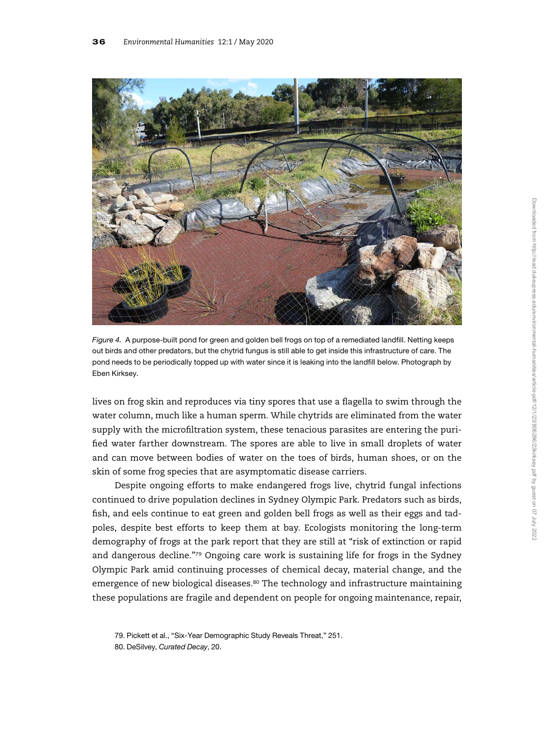*Figure 4*. A purpose-built pond for green and golden bell frogs on top of a remediated landfill. Netting keeps out birds and other predators, but the chytrid fungus is still able to get inside this infrastructure of care. The pond needs to be periodically topped up with water since it is leaking into the landfill below. Photograph by Eben Kirksey.

lives on frog skin and reproduces via tiny spores that use a flagella to swim through the water column, much like a human sperm. While chytrids are eliminated from the water supply with the microfiltration system, these tenacious parasites are entering the purified water farther downstream. The spores are able to live in small droplets of water and can move between bodies of water on the toes of birds, human shoes, or on the skin of some frog species that are asymptomatic disease carriers.

Despite ongoing efforts to make endangered frogs live, chytrid fungal infections continued to drive population declines in Sydney Olympic Park. Predators such as birds, fish, and eels continue to eat green and golden bell frogs as well as their eggs and tadpoles, despite best efforts to keep them at bay. Ecologists monitoring the long-term demography of frogs at the park report that they are still at "risk of extinction or rapid and dangerous decline."[79] Ongoing care work is sustaining life for frogs in the Sydney Olympic Park amid continuing processes of chemical decay, material change, and the emergence of new biological diseases.[80] The technology and infrastructure maintaining these populations are fragile and dependent on people for ongoing maintenance, repair,

79. Pickett et al., "Six-Year Demographic Study Reveals Threat," 251.

80. DeSilvey, *Curated Decay*, 20.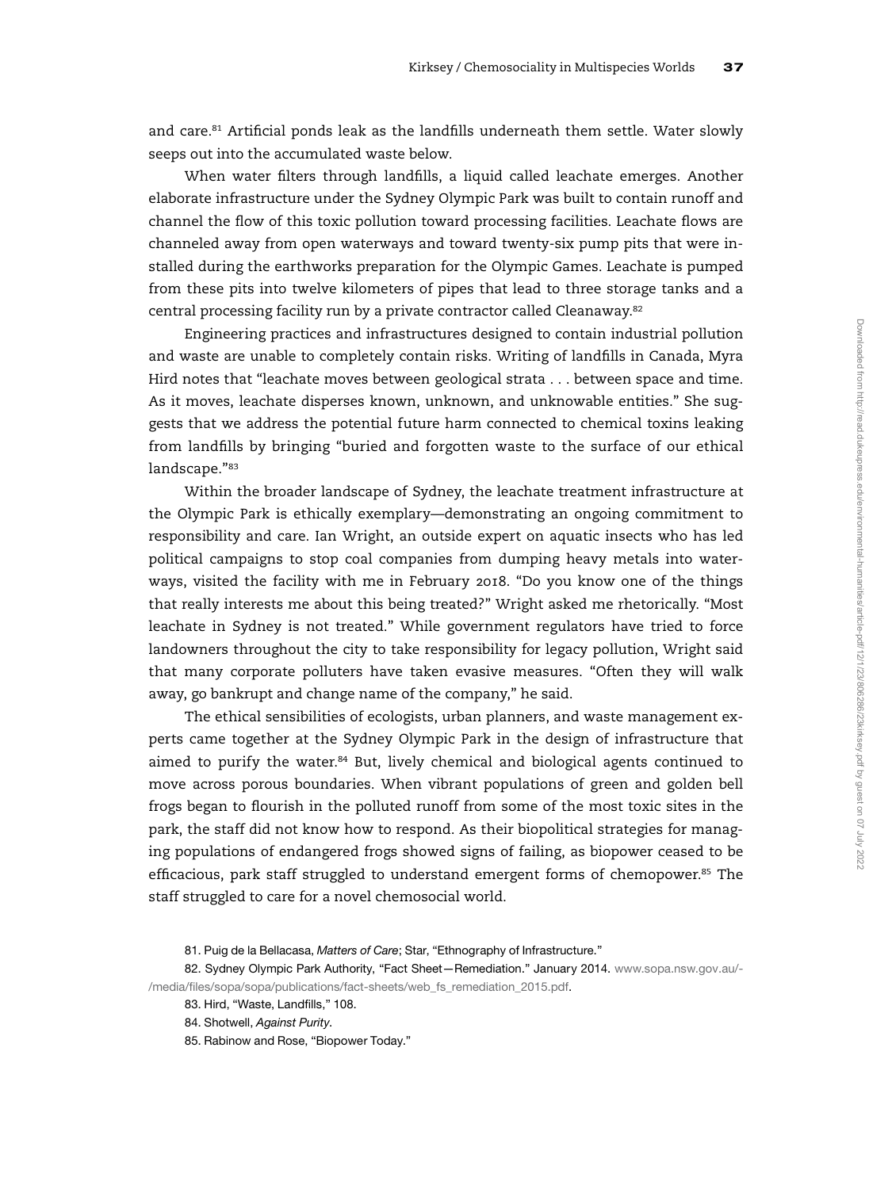and care.[81] Artificial ponds leak as the landfills underneath them settle. Water slowly seeps out into the accumulated waste below.

When water filters through landfills, a liquid called leachate emerges. Another elaborate infrastructure under the Sydney Olympic Park was built to contain runoff and channel the flow of this toxic pollution toward processing facilities. Leachate flows are channeled away from open waterways and toward twenty-six pump pits that were installed during the earthworks preparation for the Olympic Games. Leachate is pumped from these pits into twelve kilometers of pipes that lead to three storage tanks and a central processing facility run by a private contractor called Cleanaway.[82]

Engineering practices and infrastructures designed to contain industrial pollution and waste are unable to completely contain risks. Writing of landfills in Canada, Myra Hird notes that "leachate moves between geological strata . . . between space and time. As it moves, leachate disperses known, unknown, and unknowable entities." She suggests that we address the potential future harm connected to chemical toxins leaking from landfills by bringing "buried and forgotten waste to the surface of our ethical landscape."[83]

Within the broader landscape of Sydney, the leachate treatment infrastructure at the Olympic Park is ethically exemplary—demonstrating an ongoing commitment to responsibility and care. Ian Wright, an outside expert on aquatic insects who has led political campaigns to stop coal companies from dumping heavy metals into waterways, visited the facility with me in February 2018. "Do you know one of the things that really interests me about this being treated?" Wright asked me rhetorically. "Most leachate in Sydney is not treated." While government regulators have tried to force landowners throughout the city to take responsibility for legacy pollution, Wright said that many corporate polluters have taken evasive measures. "Often they will walk away, go bankrupt and change name of the company," he said.

The ethical sensibilities of ecologists, urban planners, and waste management experts came together at the Sydney Olympic Park in the design of infrastructure that aimed to purify the water.[84] But, lively chemical and biological agents continued to move across porous boundaries. When vibrant populations of green and golden bell frogs began to flourish in the polluted runoff from some of the most toxic sites in the park, the staff did not know how to respond. As their biopolitical strategies for managing populations of endangered frogs showed signs of failing, as biopower ceased to be efficacious, park staff struggled to understand emergent forms of chemopower.[85] The staff struggled to care for a novel chemosocial world.

81. Puig de la Bellacasa, *Matters of Care*; Star, "Ethnography of Infrastructure."

82. Sydney Olympic Park Authority, "Fact Sheet—Remediation." January 2014. www.sopa.nsw.gov.au/-/media/files/sopa/sopa/publications/fact-sheets/web_fs_remediation_2015.pdf.

83. Hird, "Waste, Landfills," 108.

84. Shotwell, *Against Purity*.

85. Rabinow and Rose, "Biopower Today."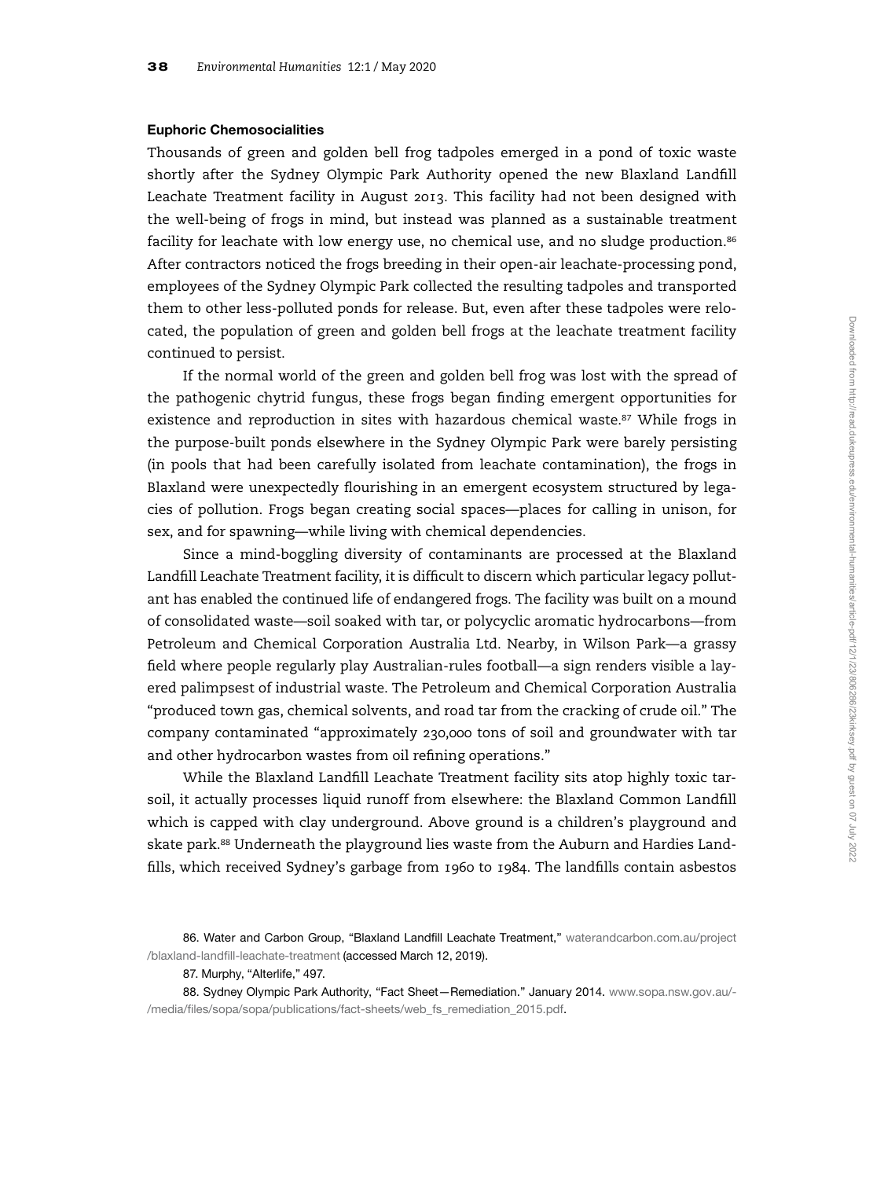**Euphoric Chemosocialities**

Thousands of green and golden bell frog tadpoles emerged in a pond of toxic waste shortly after the Sydney Olympic Park Authority opened the new Blaxland Landfill Leachate Treatment facility in August 2013. This facility had not been designed with the well-being of frogs in mind, but instead was planned as a sustainable treatment facility for leachate with low energy use, no chemical use, and no sludge production.[86] After contractors noticed the frogs breeding in their open-air leachate-processing pond, employees of the Sydney Olympic Park collected the resulting tadpoles and transported them to other less-polluted ponds for release. But, even after these tadpoles were relocated, the population of green and golden bell frogs at the leachate treatment facility continued to persist.

If the normal world of the green and golden bell frog was lost with the spread of the pathogenic chytrid fungus, these frogs began finding emergent opportunities for existence and reproduction in sites with hazardous chemical waste.[87] While frogs in the purpose-built ponds elsewhere in the Sydney Olympic Park were barely persisting (in pools that had been carefully isolated from leachate contamination), the frogs in Blaxland were unexpectedly flourishing in an emergent ecosystem structured by legacies of pollution. Frogs began creating social spaces—places for calling in unison, for sex, and for spawning—while living with chemical dependencies.

Since a mind-boggling diversity of contaminants are processed at the Blaxland Landfill Leachate Treatment facility, it is difficult to discern which particular legacy pollutant has enabled the continued life of endangered frogs. The facility was built on a mound of consolidated waste—soil soaked with tar, or polycyclic aromatic hydrocarbons—from Petroleum and Chemical Corporation Australia Ltd. Nearby, in Wilson Park—a grassy field where people regularly play Australian-rules football—a sign renders visible a layered palimpsest of industrial waste. The Petroleum and Chemical Corporation Australia "produced town gas, chemical solvents, and road tar from the cracking of crude oil." The company contaminated "approximately 230,000 tons of soil and groundwater with tar and other hydrocarbon wastes from oil refining operations."

While the Blaxland Landfill Leachate Treatment facility sits atop highly toxic tar-soil, it actually processes liquid runoff from elsewhere: the Blaxland Common Landfill which is capped with clay underground. Above ground is a children's playground and skate park.[88] Underneath the playground lies waste from the Auburn and Hardies Landfills, which received Sydney's garbage from 1960 to 1984. The landfills contain asbestos

86. Water and Carbon Group, "Blaxland Landfill Leachate Treatment," waterandcarbon.com.au/project/blaxland-landfill-leachate-treatment (accessed March 12, 2019).

87. Murphy, "Alterlife," 497.

88. Sydney Olympic Park Authority, "Fact Sheet—Remediation." January 2014. www.sopa.nsw.gov.au/-/media/files/sopa/sopa/publications/fact-sheets/web_fs_remediation_2015.pdf.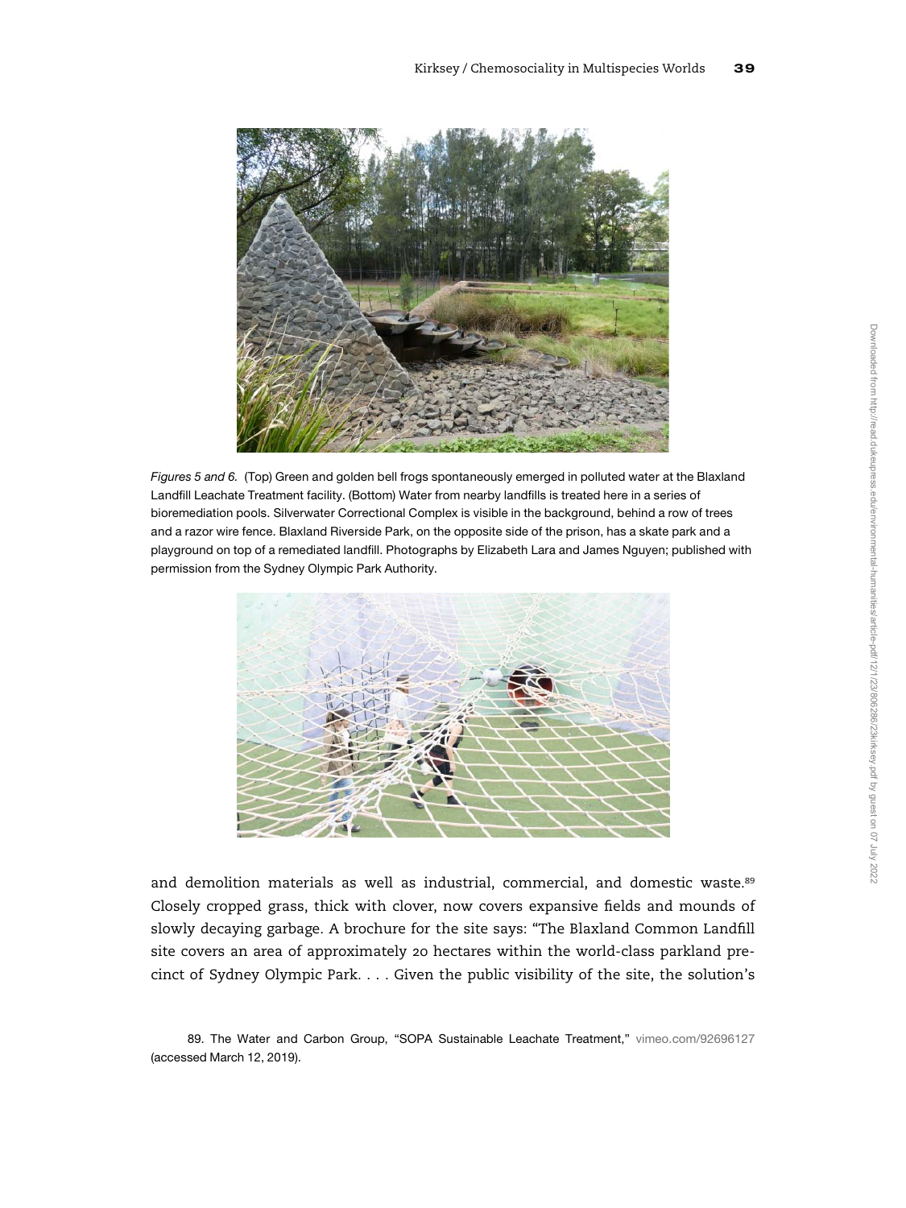*Figures 5 and 6.* (Top) Green and golden bell frogs spontaneously emerged in polluted water at the Blaxland Landfill Leachate Treatment facility. (Bottom) Water from nearby landfills is treated here in a series of bioremediation pools. Silverwater Correctional Complex is visible in the background, behind a row of trees and a razor wire fence. Blaxland Riverside Park, on the opposite side of the prison, has a skate park and a playground on top of a remediated landfill. Photographs by Elizabeth Lara and James Nguyen; published with permission from the Sydney Olympic Park Authority.

and demolition materials as well as industrial, commercial, and domestic waste.[89] Closely cropped grass, thick with clover, now covers expansive fields and mounds of slowly decaying garbage. A brochure for the site says: "The Blaxland Common Landfill site covers an area of approximately 20 hectares within the world-class parkland precinct of Sydney Olympic Park. . . . Given the public visibility of the site, the solution's

89. The Water and Carbon Group, "SOPA Sustainable Leachate Treatment," vimeo.com/92696127 (accessed March 12, 2019).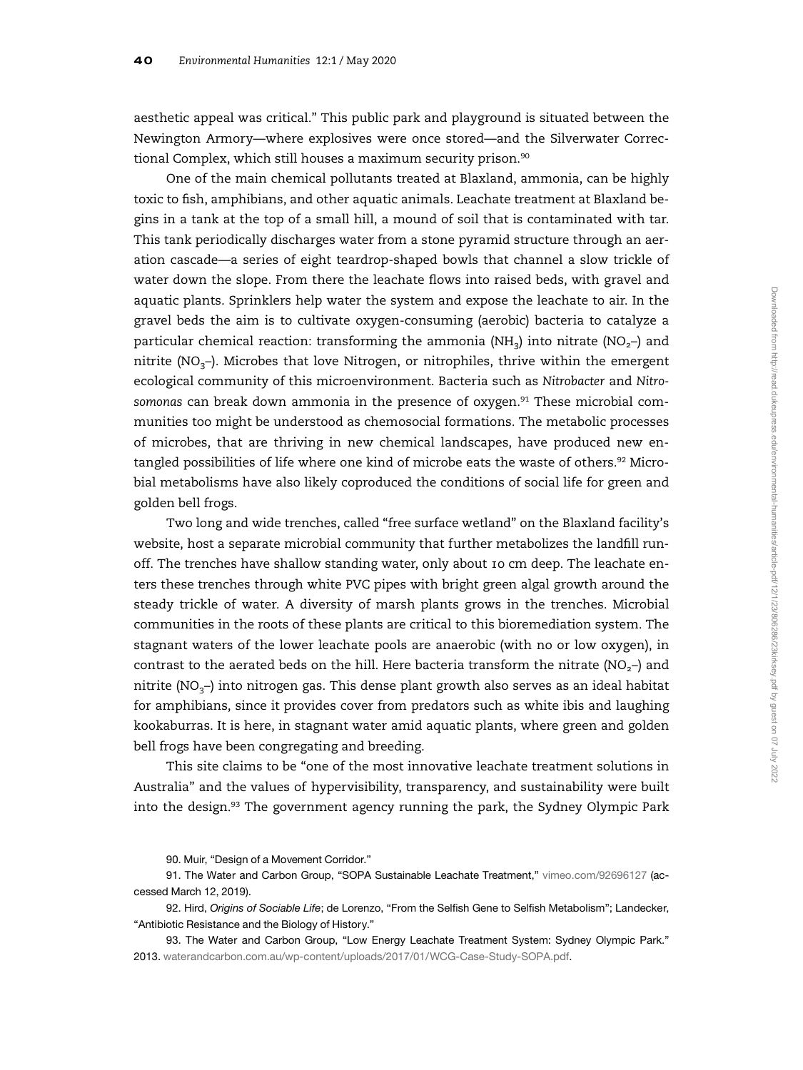aesthetic appeal was critical." This public park and playground is situated between the Newington Armory—where explosives were once stored—and the Silverwater Correctional Complex, which still houses a maximum security prison.[90]

One of the main chemical pollutants treated at Blaxland, ammonia, can be highly toxic to fish, amphibians, and other aquatic animals. Leachate treatment at Blaxland begins in a tank at the top of a small hill, a mound of soil that is contaminated with tar. This tank periodically discharges water from a stone pyramid structure through an aeration cascade—a series of eight teardrop-shaped bowls that channel a slow trickle of water down the slope. From there the leachate flows into raised beds, with gravel and aquatic plants. Sprinklers help water the system and expose the leachate to air. In the gravel beds the aim is to cultivate oxygen-consuming (aerobic) bacteria to catalyze a particular chemical reaction: transforming the ammonia ($NH_3$) into nitrate ($NO_2$–) and nitrite ($NO_3$–). Microbes that love Nitrogen, or nitrophiles, thrive within the emergent ecological community of this microenvironment. Bacteria such as *Nitrobacter* and *Nitrosomonas* can break down ammonia in the presence of oxygen.[91] These microbial communities too might be understood as chemosocial formations. The metabolic processes of microbes, that are thriving in new chemical landscapes, have produced new entangled possibilities of life where one kind of microbe eats the waste of others.[92] Microbial metabolisms have also likely coproduced the conditions of social life for green and golden bell frogs.

Two long and wide trenches, called "free surface wetland" on the Blaxland facility's website, host a separate microbial community that further metabolizes the landfill runoff. The trenches have shallow standing water, only about 10 cm deep. The leachate enters these trenches through white PVC pipes with bright green algal growth around the steady trickle of water. A diversity of marsh plants grows in the trenches. Microbial communities in the roots of these plants are critical to this bioremediation system. The stagnant waters of the lower leachate pools are anaerobic (with no or low oxygen), in contrast to the aerated beds on the hill. Here bacteria transform the nitrate ($NO_2$–) and nitrite ($NO_3$–) into nitrogen gas. This dense plant growth also serves as an ideal habitat for amphibians, since it provides cover from predators such as white ibis and laughing kookaburras. It is here, in stagnant water amid aquatic plants, where green and golden bell frogs have been congregating and breeding.

This site claims to be "one of the most innovative leachate treatment solutions in Australia" and the values of hypervisibility, transparency, and sustainability were built into the design.[93] The government agency running the park, the Sydney Olympic Park

90. Muir, "Design of a Movement Corridor."

91. The Water and Carbon Group, "SOPA Sustainable Leachate Treatment," vimeo.com/92696127 (accessed March 12, 2019).

92. Hird, *Origins of Sociable Life*; de Lorenzo, "From the Selfish Gene to Selfish Metabolism"; Landecker, "Antibiotic Resistance and the Biology of History."

93. The Water and Carbon Group, "Low Energy Leachate Treatment System: Sydney Olympic Park." 2013. waterandcarbon.com.au/wp-content/uploads/2017/01/WCG-Case-Study-SOPA.pdf.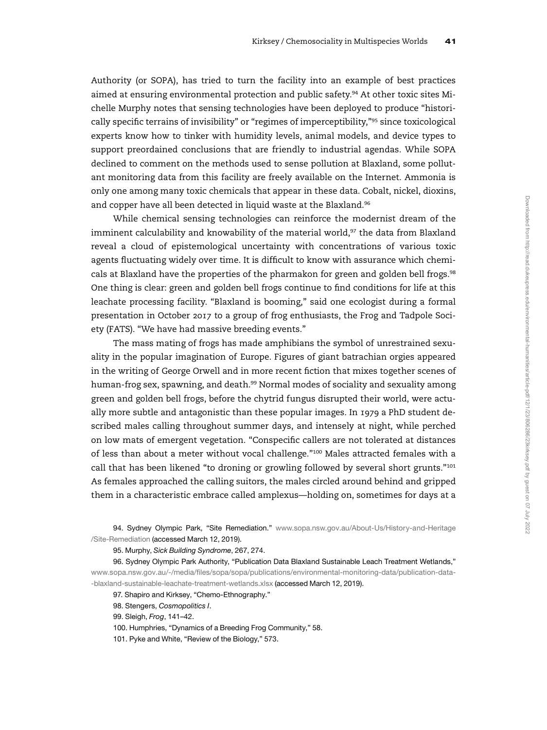Authority (or SOPA), has tried to turn the facility into an example of best practices aimed at ensuring environmental protection and public safety.[94] At other toxic sites Michelle Murphy notes that sensing technologies have been deployed to produce "historically specific terrains of invisibility" or "regimes of imperceptibility,"[95] since toxicological experts know how to tinker with humidity levels, animal models, and device types to support preordained conclusions that are friendly to industrial agendas. While SOPA declined to comment on the methods used to sense pollution at Blaxland, some pollutant monitoring data from this facility are freely available on the Internet. Ammonia is only one among many toxic chemicals that appear in these data. Cobalt, nickel, dioxins, and copper have all been detected in liquid waste at the Blaxland.[96]

While chemical sensing technologies can reinforce the modernist dream of the imminent calculability and knowability of the material world,[97] the data from Blaxland reveal a cloud of epistemological uncertainty with concentrations of various toxic agents fluctuating widely over time. It is difficult to know with assurance which chemicals at Blaxland have the properties of the pharmakon for green and golden bell frogs.[98] One thing is clear: green and golden bell frogs continue to find conditions for life at this leachate processing facility. "Blaxland is booming," said one ecologist during a formal presentation in October 2017 to a group of frog enthusiasts, the Frog and Tadpole Society (FATS). "We have had massive breeding events."

The mass mating of frogs has made amphibians the symbol of unrestrained sexuality in the popular imagination of Europe. Figures of giant batrachian orgies appeared in the writing of George Orwell and in more recent fiction that mixes together scenes of human-frog sex, spawning, and death.[99] Normal modes of sociality and sexuality among green and golden bell frogs, before the chytrid fungus disrupted their world, were actually more subtle and antagonistic than these popular images. In 1979 a PhD student described males calling throughout summer days, and intensely at night, while perched on low mats of emergent vegetation. "Conspecific callers are not tolerated at distances of less than about a meter without vocal challenge."[100] Males attracted females with a call that has been likened "to droning or growling followed by several short grunts."[101] As females approached the calling suitors, the males circled around behind and gripped them in a characteristic embrace called amplexus—holding on, sometimes for days at a

94. Sydney Olympic Park, "Site Remediation." www.sopa.nsw.gov.au/About-Us/History-and-Heritage/Site-Remediation (accessed March 12, 2019).

95. Murphy, *Sick Building Syndrome*, 267, 274.

96. Sydney Olympic Park Authority, "Publication Data Blaxland Sustainable Leach Treatment Wetlands," www.sopa.nsw.gov.au/-/media/files/sopa/sopa/publications/environmental-monitoring-data/publication-data--blaxland-sustainable-leachate-treatment-wetlands.xlsx (accessed March 12, 2019).

97. Shapiro and Kirksey, "Chemo-Ethnography."

98. Stengers, *Cosmopolitics I*.

99. Sleigh, *Frog*, 141–42.

100. Humphries, "Dynamics of a Breeding Frog Community," 58.

101. Pyke and White, "Review of the Biology," 573.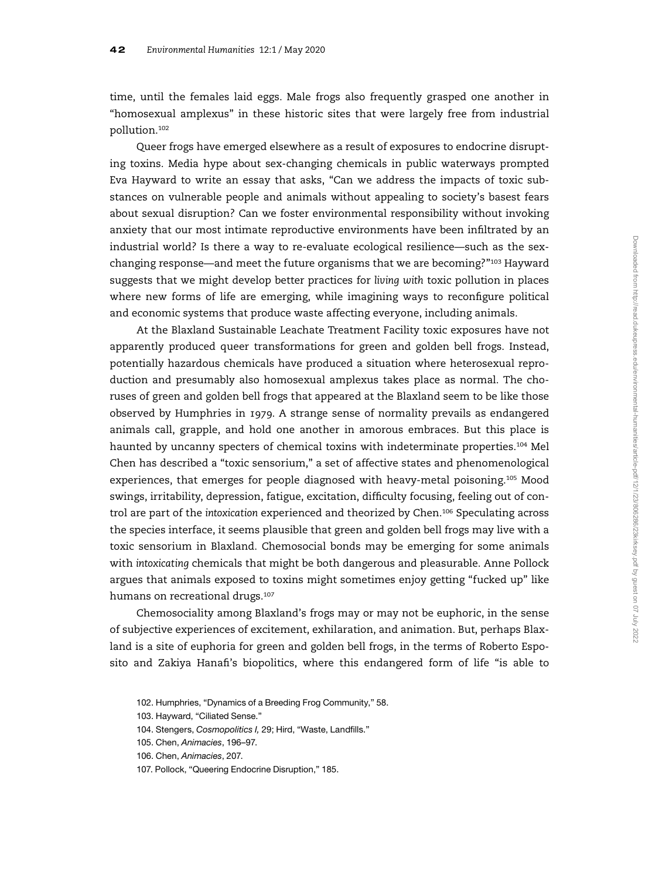time, until the females laid eggs. Male frogs also frequently grasped one another in "homosexual amplexus" in these historic sites that were largely free from industrial pollution.[102]

Queer frogs have emerged elsewhere as a result of exposures to endocrine disrupting toxins. Media hype about sex-changing chemicals in public waterways prompted Eva Hayward to write an essay that asks, "Can we address the impacts of toxic substances on vulnerable people and animals without appealing to society's basest fears about sexual disruption? Can we foster environmental responsibility without invoking anxiety that our most intimate reproductive environments have been infiltrated by an industrial world? Is there a way to re-evaluate ecological resilience—such as the sex-changing response—and meet the future organisms that we are becoming?"[103] Hayward suggests that we might develop better practices for *living with* toxic pollution in places where new forms of life are emerging, while imagining ways to reconfigure political and economic systems that produce waste affecting everyone, including animals.

At the Blaxland Sustainable Leachate Treatment Facility toxic exposures have not apparently produced queer transformations for green and golden bell frogs. Instead, potentially hazardous chemicals have produced a situation where heterosexual reproduction and presumably also homosexual amplexus takes place as normal. The choruses of green and golden bell frogs that appeared at the Blaxland seem to be like those observed by Humphries in 1979. A strange sense of normality prevails as endangered animals call, grapple, and hold one another in amorous embraces. But this place is haunted by uncanny specters of chemical toxins with indeterminate properties.[104] Mel Chen has described a "toxic sensorium," a set of affective states and phenomenological experiences, that emerges for people diagnosed with heavy-metal poisoning.[105] Mood swings, irritability, depression, fatigue, excitation, difficulty focusing, feeling out of control are part of the *intoxication* experienced and theorized by Chen.[106] Speculating across the species interface, it seems plausible that green and golden bell frogs may live with a toxic sensorium in Blaxland. Chemosocial bonds may be emerging for some animals with *intoxicating* chemicals that might be both dangerous and pleasurable. Anne Pollock argues that animals exposed to toxins might sometimes enjoy getting "fucked up" like humans on recreational drugs.[107]

Chemosociality among Blaxland's frogs may or may not be euphoric, in the sense of subjective experiences of excitement, exhilaration, and animation. But, perhaps Blaxland is a site of euphoria for green and golden bell frogs, in the terms of Roberto Esposito and Zakiya Hanafi's biopolitics, where this endangered form of life "is able to

102. Humphries, "Dynamics of a Breeding Frog Community," 58.

103. Hayward, "Ciliated Sense."

104. Stengers, *Cosmopolitics I,* 29; Hird, "Waste, Landfills."

105. Chen, *Animacies*, 196–97.

106. Chen, *Animacies*, 207.

107. Pollock, "Queering Endocrine Disruption," 185.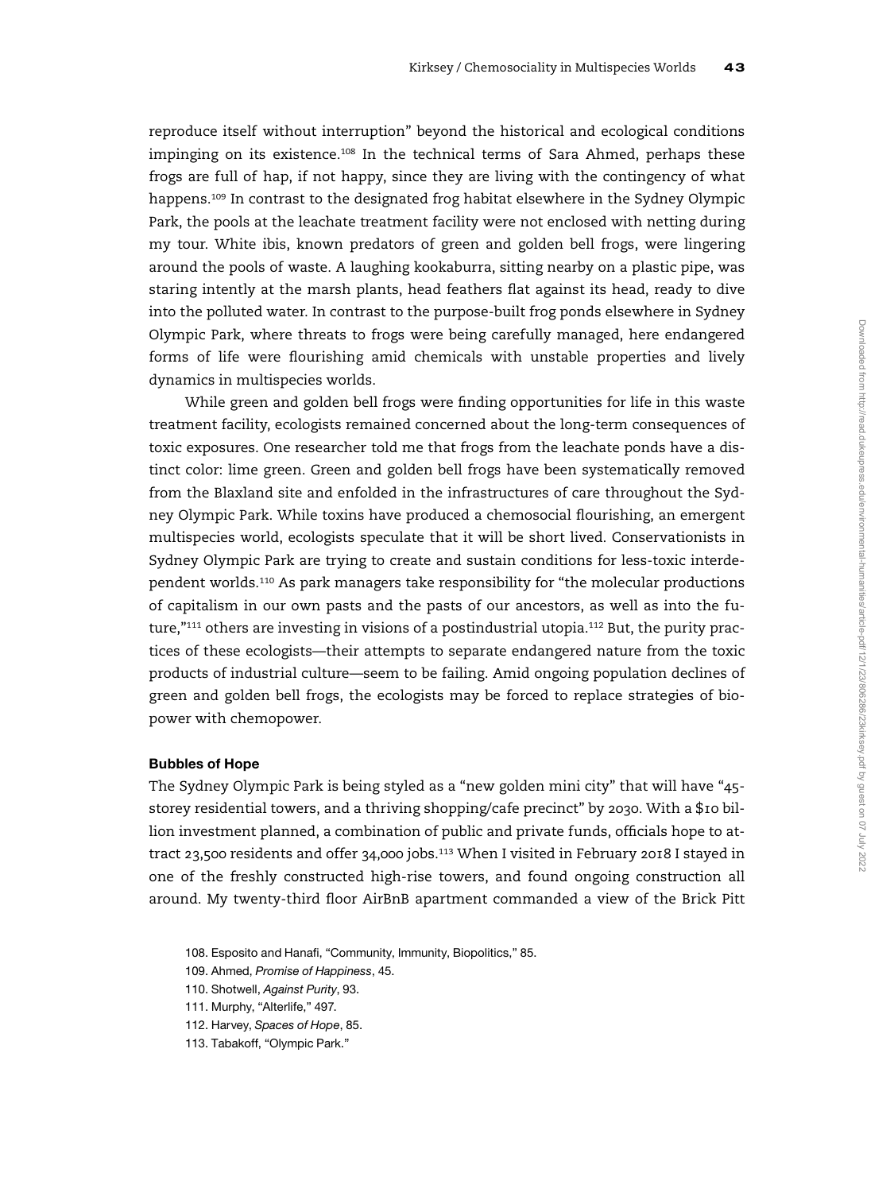reproduce itself without interruption" beyond the historical and ecological conditions impinging on its existence.[108] In the technical terms of Sara Ahmed, perhaps these frogs are full of hap, if not happy, since they are living with the contingency of what happens.[109] In contrast to the designated frog habitat elsewhere in the Sydney Olympic Park, the pools at the leachate treatment facility were not enclosed with netting during my tour. White ibis, known predators of green and golden bell frogs, were lingering around the pools of waste. A laughing kookaburra, sitting nearby on a plastic pipe, was staring intently at the marsh plants, head feathers flat against its head, ready to dive into the polluted water. In contrast to the purpose-built frog ponds elsewhere in Sydney Olympic Park, where threats to frogs were being carefully managed, here endangered forms of life were flourishing amid chemicals with unstable properties and lively dynamics in multispecies worlds.

While green and golden bell frogs were finding opportunities for life in this waste treatment facility, ecologists remained concerned about the long-term consequences of toxic exposures. One researcher told me that frogs from the leachate ponds have a distinct color: lime green. Green and golden bell frogs have been systematically removed from the Blaxland site and enfolded in the infrastructures of care throughout the Sydney Olympic Park. While toxins have produced a chemosocial flourishing, an emergent multispecies world, ecologists speculate that it will be short lived. Conservationists in Sydney Olympic Park are trying to create and sustain conditions for less-toxic interdependent worlds.[110] As park managers take responsibility for "the molecular productions of capitalism in our own pasts and the pasts of our ancestors, as well as into the future,"[111] others are investing in visions of a postindustrial utopia.[112] But, the purity practices of these ecologists—their attempts to separate endangered nature from the toxic products of industrial culture—seem to be failing. Amid ongoing population declines of green and golden bell frogs, the ecologists may be forced to replace strategies of biopower with chemopower.

#### Bubbles of Hope

The Sydney Olympic Park is being styled as a "new golden mini city" that will have "45-storey residential towers, and a thriving shopping/cafe precinct" by 2030. With a $10 billion investment planned, a combination of public and private funds, officials hope to attract 23,500 residents and offer 34,000 jobs.[113] When I visited in February 2018 I stayed in one of the freshly constructed high-rise towers, and found ongoing construction all around. My twenty-third floor AirBnB apartment commanded a view of the Brick Pitt

108. Esposito and Hanafi, "Community, Immunity, Biopolitics," 85.
109. Ahmed, *Promise of Happiness*, 45.
110. Shotwell, *Against Purity*, 93.
111. Murphy, "Alterlife," 497.
112. Harvey, *Spaces of Hope*, 85.
113. Tabakoff, "Olympic Park."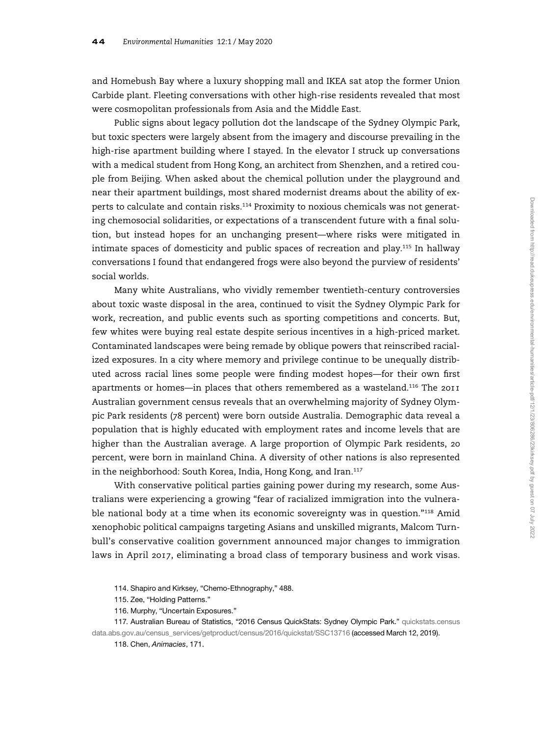and Homebush Bay where a luxury shopping mall and IKEA sat atop the former Union Carbide plant. Fleeting conversations with other high-rise residents revealed that most were cosmopolitan professionals from Asia and the Middle East.

Public signs about legacy pollution dot the landscape of the Sydney Olympic Park, but toxic specters were largely absent from the imagery and discourse prevailing in the high-rise apartment building where I stayed. In the elevator I struck up conversations with a medical student from Hong Kong, an architect from Shenzhen, and a retired couple from Beijing. When asked about the chemical pollution under the playground and near their apartment buildings, most shared modernist dreams about the ability of experts to calculate and contain risks.[114] Proximity to noxious chemicals was not generating chemosocial solidarities, or expectations of a transcendent future with a final solution, but instead hopes for an unchanging present—where risks were mitigated in intimate spaces of domesticity and public spaces of recreation and play.[115] In hallway conversations I found that endangered frogs were also beyond the purview of residents' social worlds.

Many white Australians, who vividly remember twentieth-century controversies about toxic waste disposal in the area, continued to visit the Sydney Olympic Park for work, recreation, and public events such as sporting competitions and concerts. But, few whites were buying real estate despite serious incentives in a high-priced market. Contaminated landscapes were being remade by oblique powers that reinscribed racialized exposures. In a city where memory and privilege continue to be unequally distributed across racial lines some people were finding modest hopes—for their own first apartments or homes—in places that others remembered as a wasteland.[116] The 2011 Australian government census reveals that an overwhelming majority of Sydney Olympic Park residents (78 percent) were born outside Australia. Demographic data reveal a population that is highly educated with employment rates and income levels that are higher than the Australian average. A large proportion of Olympic Park residents, 20 percent, were born in mainland China. A diversity of other nations is also represented in the neighborhood: South Korea, India, Hong Kong, and Iran.[117]

With conservative political parties gaining power during my research, some Australians were experiencing a growing "fear of racialized immigration into the vulnerable national body at a time when its economic sovereignty was in question."[118] Amid xenophobic political campaigns targeting Asians and unskilled migrants, Malcom Turnbull's conservative coalition government announced major changes to immigration laws in April 2017, eliminating a broad class of temporary business and work visas.

114. Shapiro and Kirksey, "Chemo-Ethnography," 488.

115. Zee, "Holding Patterns."

116. Murphy, "Uncertain Exposures."

117. Australian Bureau of Statistics, "2016 Census QuickStats: Sydney Olympic Park." quickstats.censusdata.abs.gov.au/census_services/getproduct/census/2016/quickstat/SSC13716 (accessed March 12, 2019).

118. Chen, *Animacies*, 171.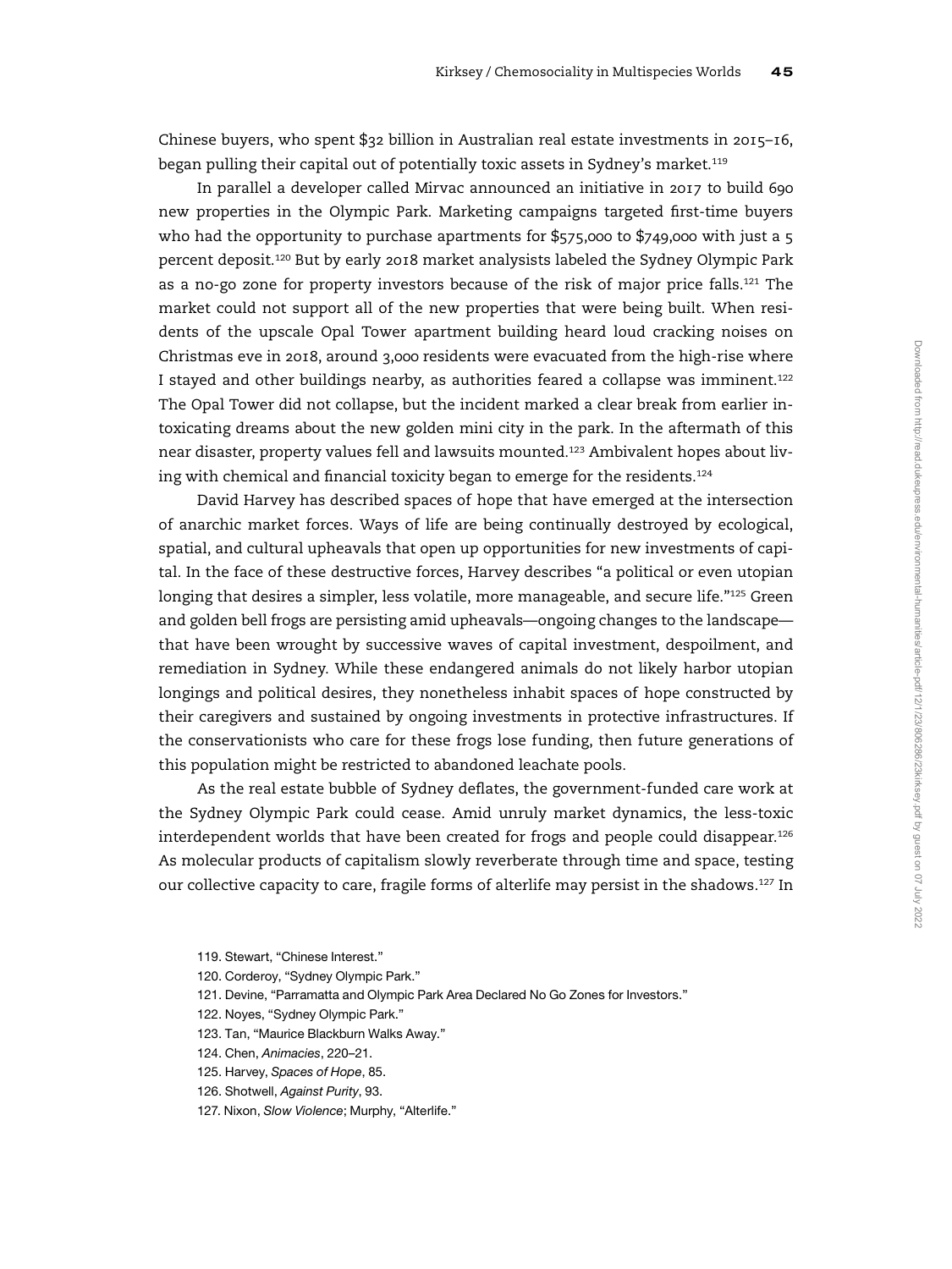Chinese buyers, who spent $32 billion in Australian real estate investments in 2015–16, began pulling their capital out of potentially toxic assets in Sydney's market.[119]

In parallel a developer called Mirvac announced an initiative in 2017 to build 690 new properties in the Olympic Park. Marketing campaigns targeted first-time buyers who had the opportunity to purchase apartments for $575,000 to $749,000 with just a 5 percent deposit.[120] But by early 2018 market analysists labeled the Sydney Olympic Park as a no-go zone for property investors because of the risk of major price falls.[121] The market could not support all of the new properties that were being built. When residents of the upscale Opal Tower apartment building heard loud cracking noises on Christmas eve in 2018, around 3,000 residents were evacuated from the high-rise where I stayed and other buildings nearby, as authorities feared a collapse was imminent.[122] The Opal Tower did not collapse, but the incident marked a clear break from earlier intoxicating dreams about the new golden mini city in the park. In the aftermath of this near disaster, property values fell and lawsuits mounted.[123] Ambivalent hopes about living with chemical and financial toxicity began to emerge for the residents.[124]

David Harvey has described spaces of hope that have emerged at the intersection of anarchic market forces. Ways of life are being continually destroyed by ecological, spatial, and cultural upheavals that open up opportunities for new investments of capital. In the face of these destructive forces, Harvey describes "a political or even utopian longing that desires a simpler, less volatile, more manageable, and secure life."[125] Green and golden bell frogs are persisting amid upheavals—ongoing changes to the landscape—that have been wrought by successive waves of capital investment, despoilment, and remediation in Sydney. While these endangered animals do not likely harbor utopian longings and political desires, they nonetheless inhabit spaces of hope constructed by their caregivers and sustained by ongoing investments in protective infrastructures. If the conservationists who care for these frogs lose funding, then future generations of this population might be restricted to abandoned leachate pools.

As the real estate bubble of Sydney deflates, the government-funded care work at the Sydney Olympic Park could cease. Amid unruly market dynamics, the less-toxic interdependent worlds that have been created for frogs and people could disappear.[126] As molecular products of capitalism slowly reverberate through time and space, testing our collective capacity to care, fragile forms of alterlife may persist in the shadows.[127] In

119. Stewart, "Chinese Interest."

120. Corderoy, "Sydney Olympic Park."

121. Devine, "Parramatta and Olympic Park Area Declared No Go Zones for Investors."

122. Noyes, "Sydney Olympic Park."

123. Tan, "Maurice Blackburn Walks Away."

124. Chen, *Animacies*, 220–21.

125. Harvey, *Spaces of Hope*, 85.

126. Shotwell, *Against Purity*, 93.

127. Nixon, *Slow Violence*; Murphy, "Alterlife."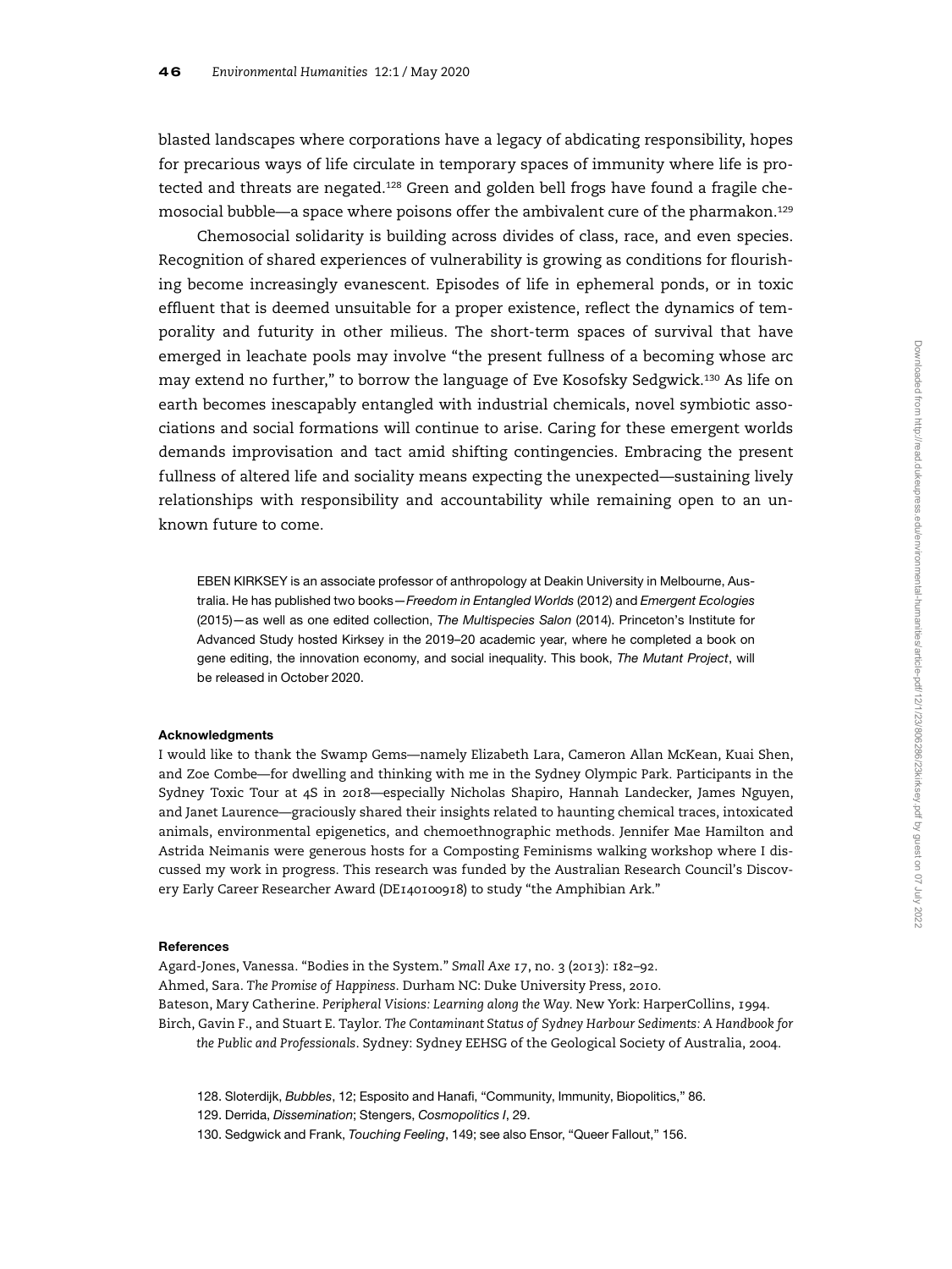blasted landscapes where corporations have a legacy of abdicating responsibility, hopes for precarious ways of life circulate in temporary spaces of immunity where life is protected and threats are negated.[128] Green and golden bell frogs have found a fragile chemosocial bubble—a space where poisons offer the ambivalent cure of the pharmakon.[129]

Chemosocial solidarity is building across divides of class, race, and even species. Recognition of shared experiences of vulnerability is growing as conditions for flourishing become increasingly evanescent. Episodes of life in ephemeral ponds, or in toxic effluent that is deemed unsuitable for a proper existence, reflect the dynamics of temporality and futurity in other milieus. The short-term spaces of survival that have emerged in leachate pools may involve "the present fullness of a becoming whose arc may extend no further," to borrow the language of Eve Kosofsky Sedgwick.[130] As life on earth becomes inescapably entangled with industrial chemicals, novel symbiotic associations and social formations will continue to arise. Caring for these emergent worlds demands improvisation and tact amid shifting contingencies. Embracing the present fullness of altered life and sociality means expecting the unexpected—sustaining lively relationships with responsibility and accountability while remaining open to an unknown future to come.

EBEN KIRKSEY is an associate professor of anthropology at Deakin University in Melbourne, Australia. He has published two books—*Freedom in Entangled Worlds* (2012) and *Emergent Ecologies* (2015)—as well as one edited collection, *The Multispecies Salon* (2014). Princeton's Institute for Advanced Study hosted Kirksey in the 2019–20 academic year, where he completed a book on gene editing, the innovation economy, and social inequality. This book, *The Mutant Project*, will be released in October 2020.

#### Acknowledgments

I would like to thank the Swamp Gems—namely Elizabeth Lara, Cameron Allan McKean, Kuai Shen, and Zoe Combe—for dwelling and thinking with me in the Sydney Olympic Park. Participants in the Sydney Toxic Tour at 4S in 2018—especially Nicholas Shapiro, Hannah Landecker, James Nguyen, and Janet Laurence—graciously shared their insights related to haunting chemical traces, intoxicated animals, environmental epigenetics, and chemoethnographic methods. Jennifer Mae Hamilton and Astrida Neimanis were generous hosts for a Composting Feminisms walking workshop where I discussed my work in progress. This research was funded by the Australian Research Council's Discovery Early Career Researcher Award (DE140100918) to study "the Amphibian Ark."

#### References

Agard-Jones, Vanessa. "Bodies in the System." *Small Axe* 17, no. 3 (2013): 182–92.

Ahmed, Sara. *The Promise of Happiness*. Durham NC: Duke University Press, 2010.

Bateson, Mary Catherine. *Peripheral Visions: Learning along the Way*. New York: HarperCollins, 1994.

Birch, Gavin F., and Stuart E. Taylor. *The Contaminant Status of Sydney Harbour Sediments: A Handbook for the Public and Professionals*. Sydney: Sydney EEHSG of the Geological Society of Australia, 2004.

128. Sloterdijk, *Bubbles*, 12; Esposito and Hanafi, "Community, Immunity, Biopolitics," 86.
129. Derrida, *Dissemination*; Stengers, *Cosmopolitics I*, 29.
130. Sedgwick and Frank, *Touching Feeling*, 149; see also Ensor, "Queer Fallout," 156.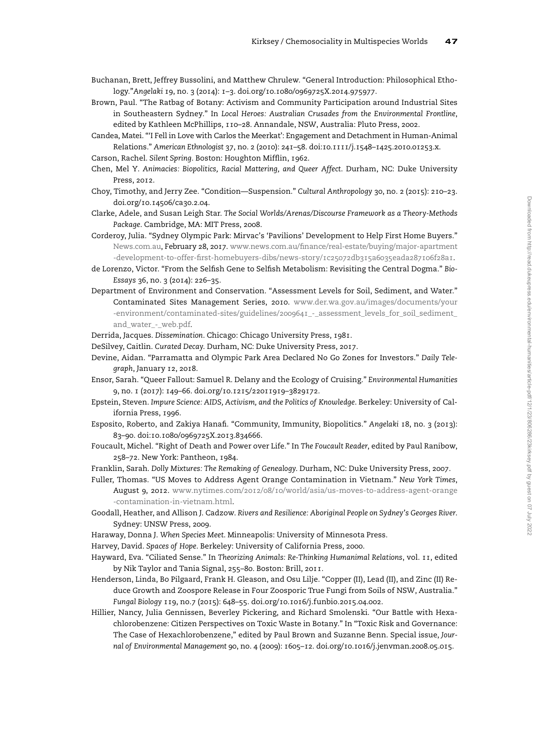Buchanan, Brett, Jeffrey Bussolini, and Matthew Chrulew. "General Introduction: Philosophical Ethology."*Angelaki* 19, no. 3 (2014): 1–3. doi.org/10.1080/0969725X.2014.975977.

Brown, Paul. "The Ratbag of Botany: Activism and Community Participation around Industrial Sites in Southeastern Sydney." In *Local Heroes: Australian Crusades from the Environmental Frontline*, edited by Kathleen McPhillips, 110–28. Annandale, NSW, Australia: Pluto Press, 2002.

Candea, Matei. "'I Fell in Love with Carlos the Meerkat': Engagement and Detachment in Human-Animal Relations." *American Ethnologist* 37, no. 2 (2010): 241–58. doi:10.1111/j.1548–1425.2010.01253.x.

Carson, Rachel. *Silent Spring*. Boston: Houghton Mifflin, 1962.

Chen, Mel Y. *Animacies: Biopolitics, Racial Mattering, and Queer Affect*. Durham, NC: Duke University Press, 2012.

Choy, Timothy, and Jerry Zee. "Condition—Suspension." *Cultural Anthropology* 30, no. 2 (2015): 210–23. doi.org/10.14506/ca30.2.04.

Clarke, Adele, and Susan Leigh Star. *The Social Worlds/Arenas/Discourse Framework as a Theory-Methods Package*. Cambridge, MA: MIT Press, 2008.

Corderoy, Julia. "Sydney Olympic Park: Mirvac's 'Pavilions' Development to Help First Home Buyers." News.com.au, February 28, 2017. www.news.com.au/finance/real-estate/buying/major-apartment-development-to-offer-first-homebuyers-dibs/news-story/1c25072db315a6035eada287106f28a1.

de Lorenzo, Victor. "From the Selfish Gene to Selfish Metabolism: Revisiting the Central Dogma." *BioEssays* 36, no. 3 (2014): 226–35.

Department of Environment and Conservation. "Assessment Levels for Soil, Sediment, and Water." Contaminated Sites Management Series, 2010. www.der.wa.gov.au/images/documents/your-environment/contaminated-sites/guidelines/2009641_-_assessment_levels_for_soil_sediment_and_water_-_web.pdf.

Derrida, Jacques. *Dissemination*. Chicago: Chicago University Press, 1981.

DeSilvey, Caitlin. *Curated Decay*. Durham, NC: Duke University Press, 2017.

Devine, Aidan. "Parramatta and Olympic Park Area Declared No Go Zones for Investors." *Daily Telegraph*, January 12, 2018.

Ensor, Sarah. "Queer Fallout: Samuel R. Delany and the Ecology of Cruising." *Environmental Humanities* 9, no. 1 (2017): 149–66. doi.org/10.1215/22011919–3829172.

Epstein, Steven. *Impure Science: AIDS, Activism, and the Politics of Knowledge*. Berkeley: University of California Press, 1996.

Esposito, Roberto, and Zakiya Hanafi. "Community, Immunity, Biopolitics." *Angelaki* 18, no. 3 (2013): 83–90. doi:10.1080/0969725X.2013.834666.

Foucault, Michel. "Right of Death and Power over Life." In *The Foucault Reader*, edited by Paul Ranibow, 258–72. New York: Pantheon, 1984.

Franklin, Sarah. *Dolly Mixtures: The Remaking of Genealogy*. Durham, NC: Duke University Press, 2007.

Fuller, Thomas. "US Moves to Address Agent Orange Contamination in Vietnam." *New York Times*, August 9, 2012. www.nytimes.com/2012/08/10/world/asia/us-moves-to-address-agent-orange-contamination-in-vietnam.html.

Goodall, Heather, and Allison J. Cadzow. *Rivers and Resilience: Aboriginal People on Sydney's Georges River*. Sydney: UNSW Press, 2009.

Haraway, Donna J. *When Species Meet*. Minneapolis: University of Minnesota Press.

Harvey, David. *Spaces of Hope*. Berkeley: University of California Press, 2000.

Hayward, Eva. "Ciliated Sense." In *Theorizing Animals: Re-Thinking Humanimal Relations*, vol. 11, edited by Nik Taylor and Tania Signal, 255–80. Boston: Brill, 2011.

Henderson, Linda, Bo Pilgaard, Frank H. Gleason, and Osu Lilje. "Copper (II), Lead (II), and Zinc (II) Reduce Growth and Zoospore Release in Four Zoosporic True Fungi from Soils of NSW, Australia." *Fungal Biology* 119, no.7 (2015): 648–55. doi.org/10.1016/j.funbio.2015.04.002.

Hillier, Nancy, Julia Gennissen, Beverley Pickering, and Richard Smolenski. "Our Battle with Hexachlorobenzene: Citizen Perspectives on Toxic Waste in Botany." In "Toxic Risk and Governance: The Case of Hexachlorobenzene," edited by Paul Brown and Suzanne Benn. Special issue, *Journal of Environmental Management* 90, no. 4 (2009): 1605–12. doi.org/10.1016/j.jenvman.2008.05.015.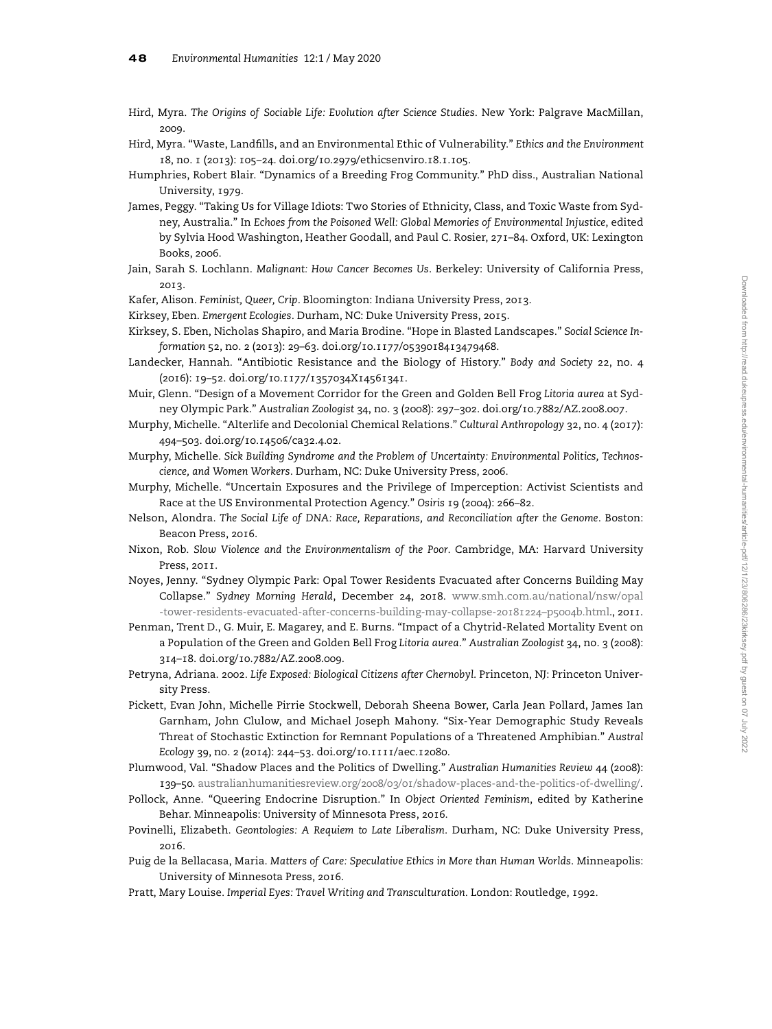Hird, Myra. *The Origins of Sociable Life: Evolution after Science Studies*. New York: Palgrave MacMillan, 2009.

Hird, Myra. "Waste, Landfills, and an Environmental Ethic of Vulnerability." *Ethics and the Environment* 18, no. 1 (2013): 105–24. doi.org/10.2979/ethicsenviro.18.1.105.

Humphries, Robert Blair. "Dynamics of a Breeding Frog Community." PhD diss., Australian National University, 1979.

James, Peggy. "Taking Us for Village Idiots: Two Stories of Ethnicity, Class, and Toxic Waste from Sydney, Australia." In *Echoes from the Poisoned Well: Global Memories of Environmental Injustice*, edited by Sylvia Hood Washington, Heather Goodall, and Paul C. Rosier, 271–84. Oxford, UK: Lexington Books, 2006.

Jain, Sarah S. Lochlann. *Malignant: How Cancer Becomes Us*. Berkeley: University of California Press, 2013.

Kafer, Alison. *Feminist, Queer, Crip*. Bloomington: Indiana University Press, 2013.

Kirksey, Eben. *Emergent Ecologies*. Durham, NC: Duke University Press, 2015.

Kirksey, S. Eben, Nicholas Shapiro, and Maria Brodine. "Hope in Blasted Landscapes." *Social Science Information* 52, no. 2 (2013): 29–63. doi.org/10.1177/0539018413479468.

Landecker, Hannah. "Antibiotic Resistance and the Biology of History." *Body and Society* 22, no. 4 (2016): 19–52. doi.org/10.1177/1357034X14561341.

Muir, Glenn. "Design of a Movement Corridor for the Green and Golden Bell Frog *Litoria aurea* at Sydney Olympic Park." *Australian Zoologist* 34, no. 3 (2008): 297–302. doi.org/10.7882/AZ.2008.007.

Murphy, Michelle. "Alterlife and Decolonial Chemical Relations." *Cultural Anthropology* 32, no. 4 (2017): 494–503. doi.org/10.14506/ca32.4.02.

Murphy, Michelle. *Sick Building Syndrome and the Problem of Uncertainty: Environmental Politics, Technoscience, and Women Workers*. Durham, NC: Duke University Press, 2006.

Murphy, Michelle. "Uncertain Exposures and the Privilege of Imperception: Activist Scientists and Race at the US Environmental Protection Agency." *Osiris* 19 (2004): 266–82.

Nelson, Alondra. *The Social Life of DNA: Race, Reparations, and Reconciliation after the Genome*. Boston: Beacon Press, 2016.

Nixon, Rob. *Slow Violence and the Environmentalism of the Poor*. Cambridge, MA: Harvard University Press, 2011.

Noyes, Jenny. "Sydney Olympic Park: Opal Tower Residents Evacuated after Concerns Building May Collapse." *Sydney Morning Herald*, December 24, 2018. www.smh.com.au/national/nsw/opal-tower-residents-evacuated-after-concerns-building-may-collapse-20181224–p5004b.html., 2011.

Penman, Trent D., G. Muir, E. Magarey, and E. Burns. "Impact of a Chytrid-Related Mortality Event on a Population of the Green and Golden Bell Frog *Litoria aurea*." *Australian Zoologist* 34, no. 3 (2008): 314–18. doi.org/10.7882/AZ.2008.009.

Petryna, Adriana. 2002. *Life Exposed: Biological Citizens after Chernobyl*. Princeton, NJ: Princeton University Press.

Pickett, Evan John, Michelle Pirrie Stockwell, Deborah Sheena Bower, Carla Jean Pollard, James Ian Garnham, John Clulow, and Michael Joseph Mahony. "Six-Year Demographic Study Reveals Threat of Stochastic Extinction for Remnant Populations of a Threatened Amphibian." *Austral Ecology* 39, no. 2 (2014): 244–53. doi.org/10.1111/aec.12080.

Plumwood, Val. "Shadow Places and the Politics of Dwelling." *Australian Humanities Review* 44 (2008): 139–50. australianhumanitiesreview.org/2008/03/01/shadow-places-and-the-politics-of-dwelling/.

Pollock, Anne. "Queering Endocrine Disruption." In *Object Oriented Feminism*, edited by Katherine Behar. Minneapolis: University of Minnesota Press, 2016.

Povinelli, Elizabeth. *Geontologies: A Requiem to Late Liberalism*. Durham, NC: Duke University Press, 2016.

Puig de la Bellacasa, Maria. *Matters of Care: Speculative Ethics in More than Human Worlds*. Minneapolis: University of Minnesota Press, 2016.

Pratt, Mary Louise. *Imperial Eyes: Travel Writing and Transculturation*. London: Routledge, 1992.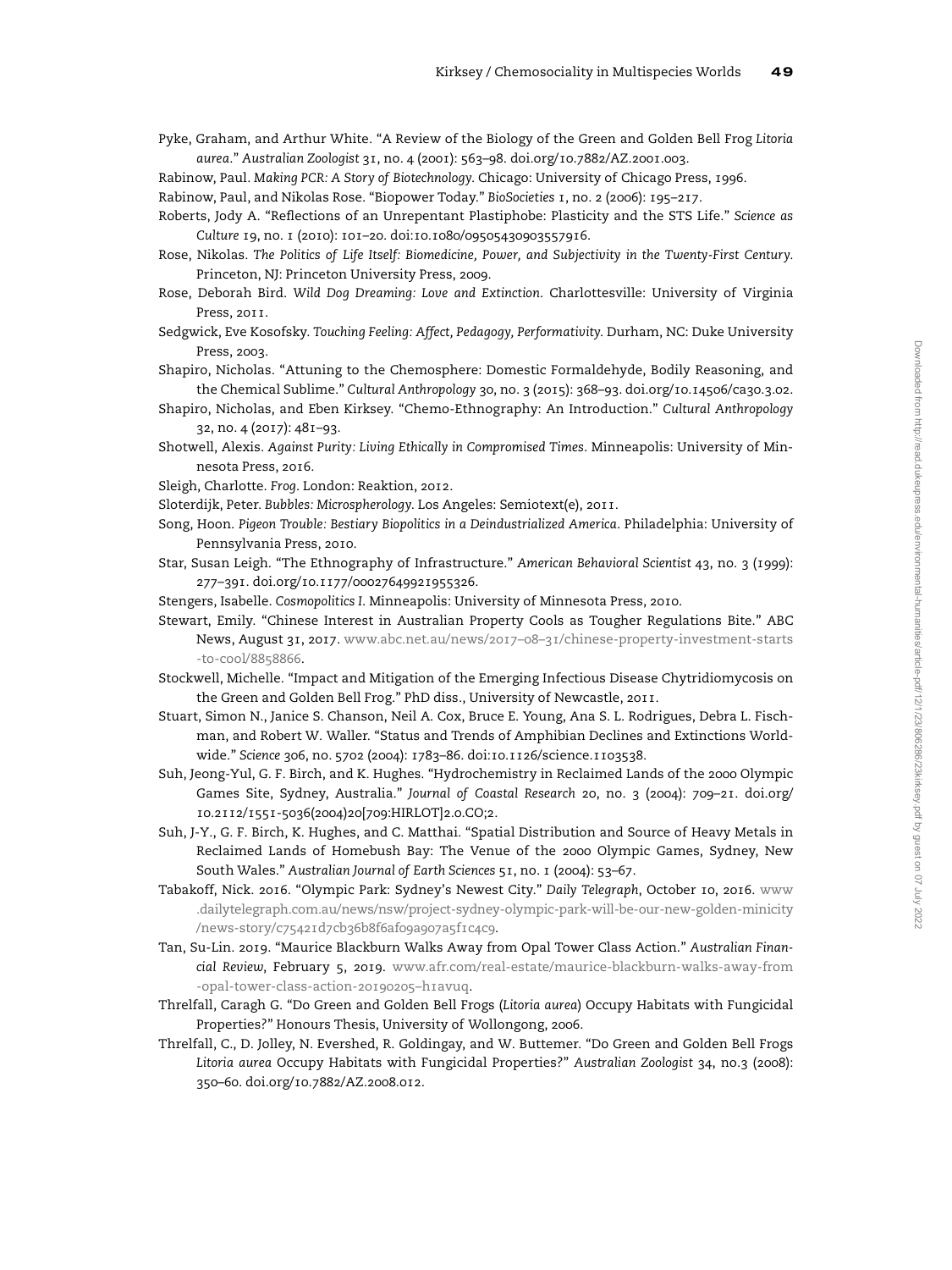Pyke, Graham, and Arthur White. "A Review of the Biology of the Green and Golden Bell Frog *Litoria aurea*." *Australian Zoologist* 31, no. 4 (2001): 563–98. doi.org/10.7882/AZ.2001.003.

Rabinow, Paul. *Making PCR: A Story of Biotechnology*. Chicago: University of Chicago Press, 1996.

Rabinow, Paul, and Nikolas Rose. "Biopower Today." *BioSocieties* 1, no. 2 (2006): 195–217.

Roberts, Jody A. "Reflections of an Unrepentant Plastiphobe: Plasticity and the STS Life." *Science as Culture* 19, no. 1 (2010): 101–20. doi:10.1080/09505430903557916.

Rose, Nikolas. *The Politics of Life Itself: Biomedicine, Power, and Subjectivity in the Twenty-First Century*. Princeton, NJ: Princeton University Press, 2009.

Rose, Deborah Bird. *Wild Dog Dreaming: Love and Extinction*. Charlottesville: University of Virginia Press, 2011.

Sedgwick, Eve Kosofsky. *Touching Feeling: Affect, Pedagogy, Performativity*. Durham, NC: Duke University Press, 2003.

Shapiro, Nicholas. "Attuning to the Chemosphere: Domestic Formaldehyde, Bodily Reasoning, and the Chemical Sublime." *Cultural Anthropology* 30, no. 3 (2015): 368–93. doi.org/10.14506/ca30.3.02.

Shapiro, Nicholas, and Eben Kirksey. "Chemo-Ethnography: An Introduction." *Cultural Anthropology* 32, no. 4 (2017): 481–93.

Shotwell, Alexis. *Against Purity: Living Ethically in Compromised Times*. Minneapolis: University of Minnesota Press, 2016.

Sleigh, Charlotte. *Frog*. London: Reaktion, 2012.

Sloterdijk, Peter. *Bubbles: Microspherology*. Los Angeles: Semiotext(e), 2011.

Song, Hoon. *Pigeon Trouble: Bestiary Biopolitics in a Deindustrialized America*. Philadelphia: University of Pennsylvania Press, 2010.

Star, Susan Leigh. "The Ethnography of Infrastructure." *American Behavioral Scientist* 43, no. 3 (1999): 277–391. doi.org/10.1177/00027649921955326.

Stengers, Isabelle. *Cosmopolitics I*. Minneapolis: University of Minnesota Press, 2010.

Stewart, Emily. "Chinese Interest in Australian Property Cools as Tougher Regulations Bite." ABC News, August 31, 2017. www.abc.net.au/news/2017–08–31/chinese-property-investment-starts-to-cool/8858866.

Stockwell, Michelle. "Impact and Mitigation of the Emerging Infectious Disease Chytridiomycosis on the Green and Golden Bell Frog." PhD diss., University of Newcastle, 2011.

Stuart, Simon N., Janice S. Chanson, Neil A. Cox, Bruce E. Young, Ana S. L. Rodrigues, Debra L. Fischman, and Robert W. Waller. "Status and Trends of Amphibian Declines and Extinctions Worldwide." *Science* 306, no. 5702 (2004): 1783–86. doi:10.1126/science.1103538.

Suh, Jeong-Yul, G. F. Birch, and K. Hughes. "Hydrochemistry in Reclaimed Lands of the 2000 Olympic Games Site, Sydney, Australia." *Journal of Coastal Research* 20, no. 3 (2004): 709–21. doi.org/10.2112/1551-5036(2004)20[709:HIRLOT]2.0.CO;2.

Suh, J-Y., G. F. Birch, K. Hughes, and C. Matthai. "Spatial Distribution and Source of Heavy Metals in Reclaimed Lands of Homebush Bay: The Venue of the 2000 Olympic Games, Sydney, New South Wales." *Australian Journal of Earth Sciences* 51, no. 1 (2004): 53–67.

Tabakoff, Nick. 2016. "Olympic Park: Sydney's Newest City." *Daily Telegraph*, October 10, 2016. www.dailytelegraph.com.au/news/nsw/project-sydney-olympic-park-will-be-our-new-golden-minicity/news-story/c75421d7cb36b8f6af09a907a5f1c4c9.

Tan, Su-Lin. 2019. "Maurice Blackburn Walks Away from Opal Tower Class Action." *Australian Financial Review*, February 5, 2019. www.afr.com/real-estate/maurice-blackburn-walks-away-from-opal-tower-class-action-20190205–h1avuq.

Threlfall, Caragh G. "Do Green and Golden Bell Frogs (*Litoria aurea*) Occupy Habitats with Fungicidal Properties?" Honours Thesis, University of Wollongong, 2006.

Threlfall, C., D. Jolley, N. Evershed, R. Goldingay, and W. Buttemer. "Do Green and Golden Bell Frogs *Litoria aurea* Occupy Habitats with Fungicidal Properties?" *Australian Zoologist* 34, no.3 (2008): 350–60. doi.org/10.7882/AZ.2008.012.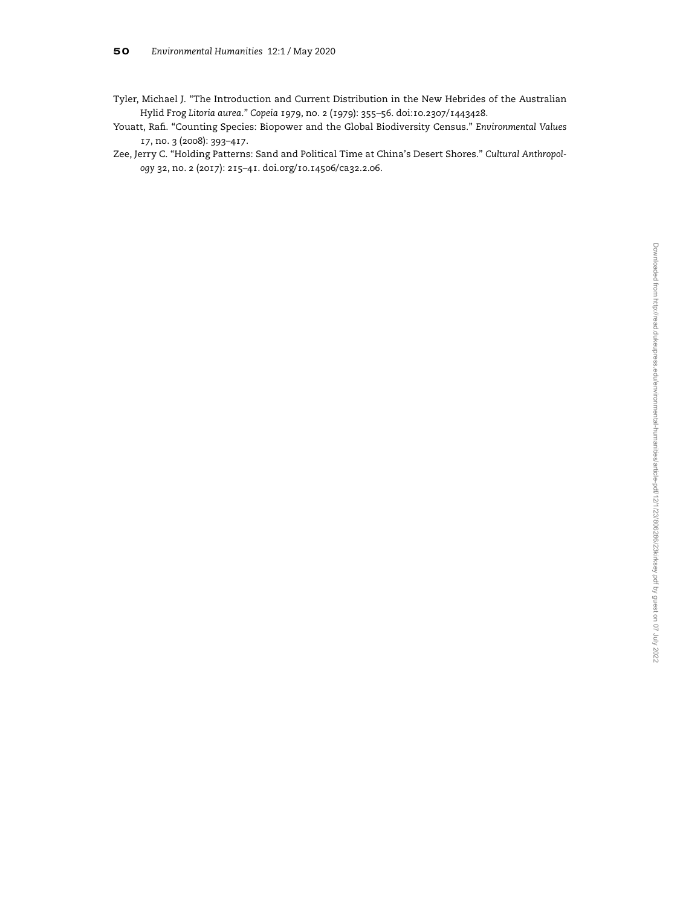Tyler, Michael J. "The Introduction and Current Distribution in the New Hebrides of the Australian Hylid Frog *Litoria aurea*." *Copeia* 1979, no. 2 (1979): 355–56. doi:10.2307/1443428.

Youatt, Rafi. "Counting Species: Biopower and the Global Biodiversity Census." *Environmental Values* 17, no. 3 (2008): 393–417.

Zee, Jerry C. "Holding Patterns: Sand and Political Time at China's Desert Shores." *Cultural Anthropology* 32, no. 2 (2017): 215–41. doi.org/10.14506/ca32.2.06.